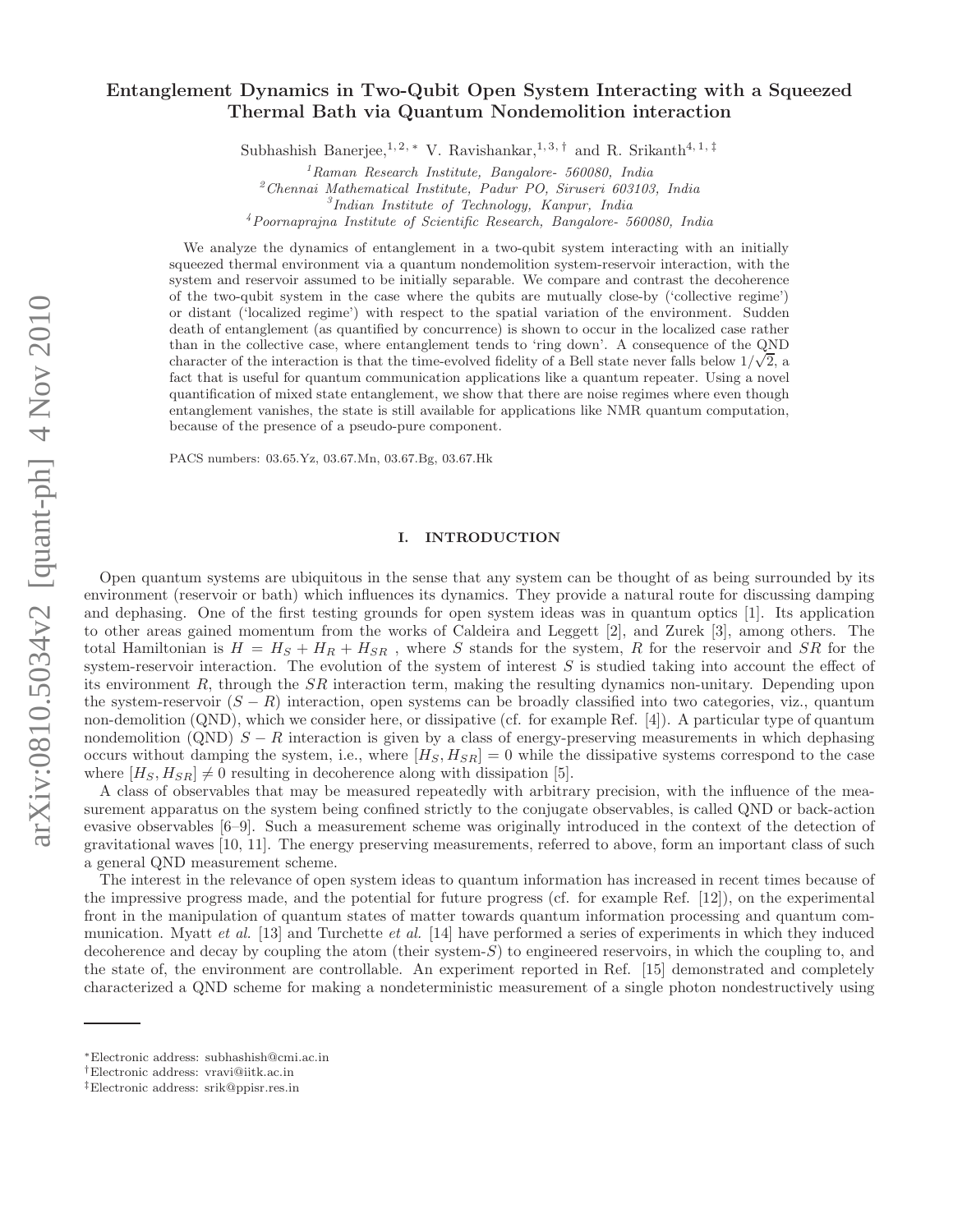# Entanglement Dynamics in Two-Qubit Open System Interacting with a Squeezed Thermal Bath via Quantum Nondemolition interaction

Subhashish Banerjee,[1,2,*] V. Ravishankar,[1,3,†] and R. Srikanth[4,1,‡]

[1] Raman Research Institute, Bangalore- 560080, India
[2] Chennai Mathematical Institute, Padur PO, Siruseri 603103, India
[3] Indian Institute of Technology, Kanpur, India
[4] Poornaprajna Institute of Scientific Research, Bangalore- 560080, India

We analyze the dynamics of entanglement in a two-qubit system interacting with an initially squeezed thermal environment via a quantum nondemolition system-reservoir interaction, with the system and reservoir assumed to be initially separable. We compare and contrast the decoherence of the two-qubit system in the case where the qubits are mutually close-by ('collective regime') or distant ('localized regime') with respect to the spatial variation of the environment. Sudden death of entanglement (as quantified by concurrence) is shown to occur in the localized case rather than in the collective case, where entanglement tends to 'ring down'. A consequence of the QND character of the interaction is that the time-evolved fidelity of a Bell state never falls below $1/\sqrt{2}$, a fact that is useful for quantum communication applications like a quantum repeater. Using a novel quantification of mixed state entanglement, we show that there are noise regimes where even though entanglement vanishes, the state is still available for applications like NMR quantum computation, because of the presence of a pseudo-pure component.

PACS numbers: 03.65.Yz, 03.67.Mn, 03.67.Bg, 03.67.Hk

## I. INTRODUCTION

Open quantum systems are ubiquitous in the sense that any system can be thought of as being surrounded by its environment (reservoir or bath) which influences its dynamics. They provide a natural route for discussing damping and dephasing. One of the first testing grounds for open system ideas was in quantum optics [1]. Its application to other areas gained momentum from the works of Caldeira and Leggett [2], and Zurek [3], among others. The total Hamiltonian is $H = H_S + H_R + H_{SR}$ , where $S$ stands for the system, $R$ for the reservoir and $SR$ for the system-reservoir interaction. The evolution of the system of interest $S$ is studied taking into account the effect of its environment $R$, through the $SR$ interaction term, making the resulting dynamics non-unitary. Depending upon the system-reservoir $(S - R)$ interaction, open systems can be broadly classified into two categories, viz., quantum non-demolition (QND), which we consider here, or dissipative (cf. for example Ref. [4]). A particular type of quantum nondemolition (QND) $S - R$ interaction is given by a class of energy-preserving measurements in which dephasing occurs without damping the system, i.e., where $[H_S, H_{SR}] = 0$ while the dissipative systems correspond to the case where $[H_S, H_{SR}] \neq 0$ resulting in decoherence along with dissipation [5].

A class of observables that may be measured repeatedly with arbitrary precision, with the influence of the measurement apparatus on the system being confined strictly to the conjugate observables, is called QND or back-action evasive observables [6–9]. Such a measurement scheme was originally introduced in the context of the detection of gravitational waves [10, 11]. The energy preserving measurements, referred to above, form an important class of such a general QND measurement scheme.

The interest in the relevance of open system ideas to quantum information has increased in recent times because of the impressive progress made, and the potential for future progress (cf. for example Ref. [12]), on the experimental front in the manipulation of quantum states of matter towards quantum information processing and quantum communication. Myatt *et al.* [13] and Turchette *et al.* [14] have performed a series of experiments in which they induced decoherence and decay by coupling the atom (their system-$S$) to engineered reservoirs, in which the coupling to, and the state of, the environment are controllable. An experiment reported in Ref. [15] demonstrated and completely characterized a QND scheme for making a nondeterministic measurement of a single photon nondestructively using

---

*Electronic address: subhashish@cmi.ac.in
†Electronic address: vravi@iitk.ac.in
‡Electronic address: srik@ppisr.res.in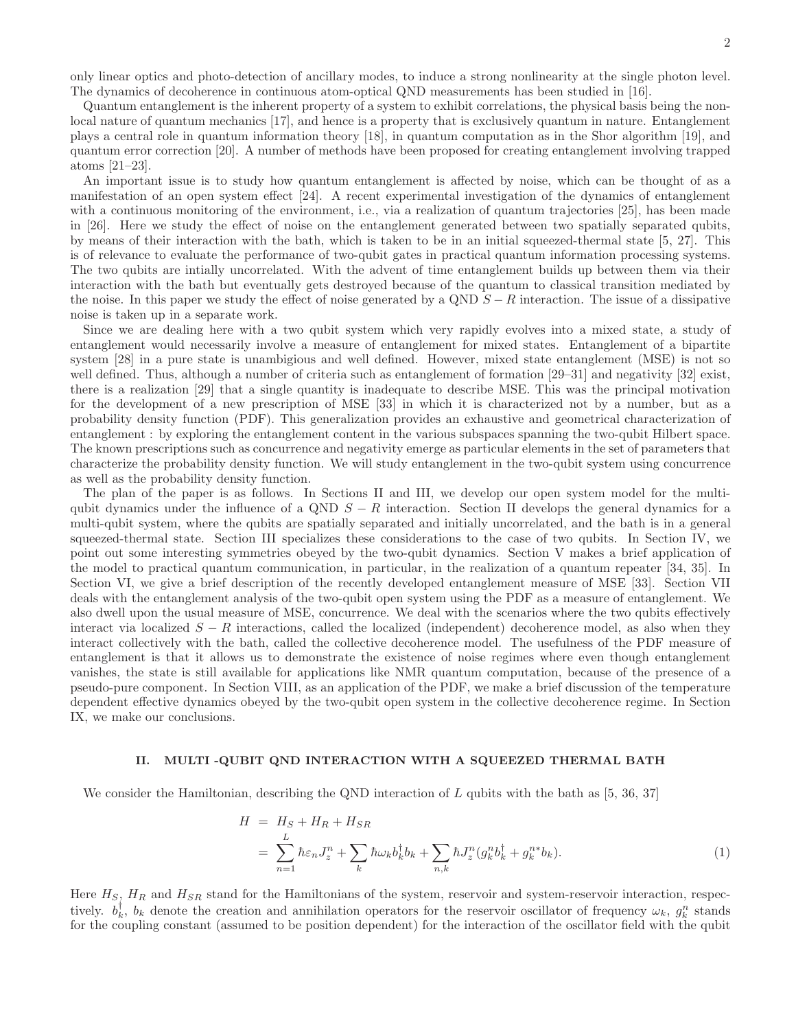only linear optics and photo-detection of ancillary modes, to induce a strong nonlinearity at the single photon level. The dynamics of decoherence in continuous atom-optical QND measurements has been studied in [16].

Quantum entanglement is the inherent property of a system to exhibit correlations, the physical basis being the non-local nature of quantum mechanics [17], and hence is a property that is exclusively quantum in nature. Entanglement plays a central role in quantum information theory [18], in quantum computation as in the Shor algorithm [19], and quantum error correction [20]. A number of methods have been proposed for creating entanglement involving trapped atoms [21–23].

An important issue is to study how quantum entanglement is affected by noise, which can be thought of as a manifestation of an open system effect [24]. A recent experimental investigation of the dynamics of entanglement with a continuous monitoring of the environment, i.e., via a realization of quantum trajectories [25], has been made in [26]. Here we study the effect of noise on the entanglement generated between two spatially separated qubits, by means of their interaction with the bath, which is taken to be in an initial squeezed-thermal state [5, 27]. This is of relevance to evaluate the performance of two-qubit gates in practical quantum information processing systems. The two qubits are intially uncorrelated. With the advent of time entanglement builds up between them via their interaction with the bath but eventually gets destroyed because of the quantum to classical transition mediated by the noise. In this paper we study the effect of noise generated by a QND $S-R$ interaction. The issue of a dissipative noise is taken up in a separate work.

Since we are dealing here with a two qubit system which very rapidly evolves into a mixed state, a study of entanglement would necessarily involve a measure of entanglement for mixed states. Entanglement of a bipartite system [28] in a pure state is unambigious and well defined. However, mixed state entanglement (MSE) is not so well defined. Thus, although a number of criteria such as entanglement of formation [29–31] and negativity [32] exist, there is a realization [29] that a single quantity is inadequate to describe MSE. This was the principal motivation for the development of a new prescription of MSE [33] in which it is characterized not by a number, but as a probability density function (PDF). This generalization provides an exhaustive and geometrical characterization of entanglement : by exploring the entanglement content in the various subspaces spanning the two-qubit Hilbert space. The known prescriptions such as concurrence and negativity emerge as particular elements in the set of parameters that characterize the probability density function. We will study entanglement in the two-qubit system using concurrence as well as the probability density function.

The plan of the paper is as follows. In Sections II and III, we develop our open system model for the multi-qubit dynamics under the influence of a QND $S-R$ interaction. Section II develops the general dynamics for a multi-qubit system, where the qubits are spatially separated and initially uncorrelated, and the bath is in a general squeezed-thermal state. Section III specializes these considerations to the case of two qubits. In Section IV, we point out some interesting symmetries obeyed by the two-qubit dynamics. Section V makes a brief application of the model to practical quantum communication, in particular, in the realization of a quantum repeater [34, 35]. In Section VI, we give a brief description of the recently developed entanglement measure of MSE [33]. Section VII deals with the entanglement analysis of the two-qubit open system using the PDF as a measure of entanglement. We also dwell upon the usual measure of MSE, concurrence. We deal with the scenarios where the two qubits effectively interact via localized $S-R$ interactions, called the localized (independent) decoherence model, as also when they interact collectively with the bath, called the collective decoherence model. The usefulness of the PDF measure of entanglement is that it allows us to demonstrate the existence of noise regimes where even though entanglement vanishes, the state is still available for applications like NMR quantum computation, because of the presence of a pseudo-pure component. In Section VIII, as an application of the PDF, we make a brief discussion of the temperature dependent effective dynamics obeyed by the two-qubit open system in the collective decoherence regime. In Section IX, we make our conclusions.

## II. MULTI -QUBIT QND INTERACTION WITH A SQUEEZED THERMAL BATH

We consider the Hamiltonian, describing the QND interaction of $L$ qubits with the bath as [5, 36, 37]

$$
\begin{aligned}
H &= H_S + H_R + H_{SR} \\
&= \sum_{n=1}^{L} \hbar \varepsilon_n J_z^n + \sum_k \hbar \omega_k b_k^\dagger b_k + \sum_{n,k} \hbar J_z^n (g_k^n b_k^\dagger + g_k^{n*} b_k). \qquad (1)
\end{aligned}
$$

Here $H_S$, $H_R$ and $H_{SR}$ stand for the Hamiltonians of the system, reservoir and system-reservoir interaction, respectively. $b_k^\dagger$, $b_k$ denote the creation and annihilation operators for the reservoir oscillator of frequency $\omega_k$, $g_k^n$ stands for the coupling constant (assumed to be position dependent) for the interaction of the oscillator field with the qubit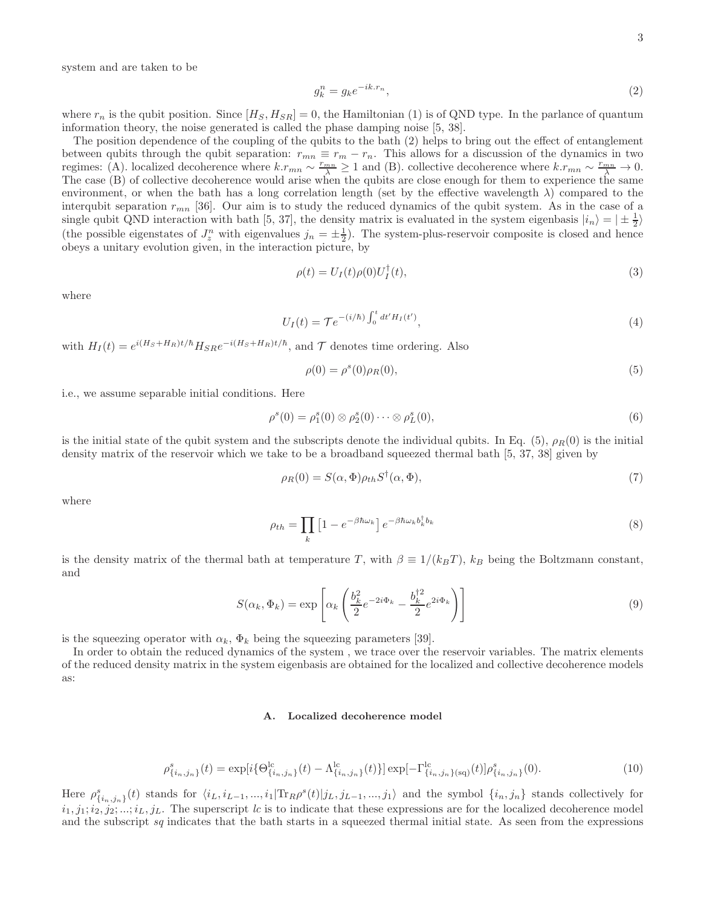system and are taken to be

$$g_k^n = g_k e^{-ik.r_n}, \tag{2}$$

where $r_n$ is the qubit position. Since $[H_S, H_{SR}] = 0$, the Hamiltonian (1) is of QND type. In the parlance of quantum information theory, the noise generated is called the phase damping noise [5, 38].

The position dependence of the coupling of the qubits to the bath (2) helps to bring out the effect of entanglement between qubits through the qubit separation: $r_{mn} \equiv r_m - r_n$. This allows for a discussion of the dynamics in two regimes: (A). localized decoherence where $k.r_{mn} \sim \frac{r_{mn}}{\lambda} \geq 1$ and (B). collective decoherence where $k.r_{mn} \sim \frac{r_{mn}}{\lambda} \to 0$. The case (B) of collective decoherence would arise when the qubits are close enough for them to experience the same environment, or when the bath has a long correlation length (set by the effective wavelength $\lambda$) compared to the interqubit separation $r_{mn}$ [36]. Our aim is to study the reduced dynamics of the qubit system. As in the case of a single qubit QND interaction with bath [5, 37], the density matrix is evaluated in the system eigenbasis $|i_n\rangle = |\pm \frac{1}{2}\rangle$ (the possible eigenstates of $J_z^n$ with eigenvalues $j_n = \pm\frac{1}{2}$). The system-plus-reservoir composite is closed and hence obeys a unitary evolution given, in the interaction picture, by

$$\rho(t) = U_I(t)\rho(0)U_I^\dagger(t), \tag{3}$$

where

$$U_I(t) = \mathcal{T}e^{-(i/\hbar)\int_0^t dt' H_I(t')}, \tag{4}$$

with $H_I(t) = e^{i(H_S+H_R)t/\hbar} H_{SR} e^{-i(H_S+H_R)t/\hbar}$, and $\mathcal{T}$ denotes time ordering. Also

$$\rho(0) = \rho^s(0)\rho_R(0), \tag{5}$$

i.e., we assume separable initial conditions. Here

$$\rho^s(0) = \rho_1^s(0) \otimes \rho_2^s(0) \cdots \otimes \rho_L^s(0), \tag{6}$$

is the initial state of the qubit system and the subscripts denote the individual qubits. In Eq. (5), $\rho_R(0)$ is the initial density matrix of the reservoir which we take to be a broadband squeezed thermal bath [5, 37, 38] given by

$$\rho_R(0) = S(\alpha, \Phi)\rho_{th}S^\dagger(\alpha, \Phi), \tag{7}$$

where

$$\rho_{th} = \prod_k \left[1 - e^{-\beta\hbar\omega_k}\right] e^{-\beta\hbar\omega_k b_k^\dagger b_k} \tag{8}$$

is the density matrix of the thermal bath at temperature $T$, with $\beta \equiv 1/(k_B T)$, $k_B$ being the Boltzmann constant, and

$$S(\alpha_k, \Phi_k) = \exp\left[\alpha_k \left(\frac{b_k^2}{2} e^{-2i\Phi_k} - \frac{b_k^{\dagger 2}}{2} e^{2i\Phi_k}\right)\right] \tag{9}$$

is the squeezing operator with $\alpha_k$, $\Phi_k$ being the squeezing parameters [39].

In order to obtain the reduced dynamics of the system , we trace over the reservoir variables. The matrix elements of the reduced density matrix in the system eigenbasis are obtained for the localized and collective decoherence models as:

### A. Localized decoherence model

$$\rho^s_{\{i_n,j_n\}}(t) = \exp[i\{\Theta^{\text{lc}}_{\{i_n,j_n\}}(t) - \Lambda^{\text{lc}}_{\{i_n,j_n\}}(t)\}] \exp[-\Gamma^{\text{lc}}_{\{i_n,j_n\}(\text{sq})}(t)]\rho^s_{\{i_n,j_n\}}(0). \tag{10}$$

Here $\rho^s_{\{i_n,j_n\}}(t)$ stands for $\langle i_L, i_{L-1}, ..., i_1|\text{Tr}_R\rho^s(t)|j_L, j_{L-1}, ..., j_1\rangle$ and the symbol $\{i_n, j_n\}$ stands collectively for $i_1, j_1; i_2, j_2; ...; i_L, j_L$. The superscript *lc* is to indicate that these expressions are for the localized decoherence model and the subscript *sq* indicates that the bath starts in a squeezed thermal initial state. As seen from the expressions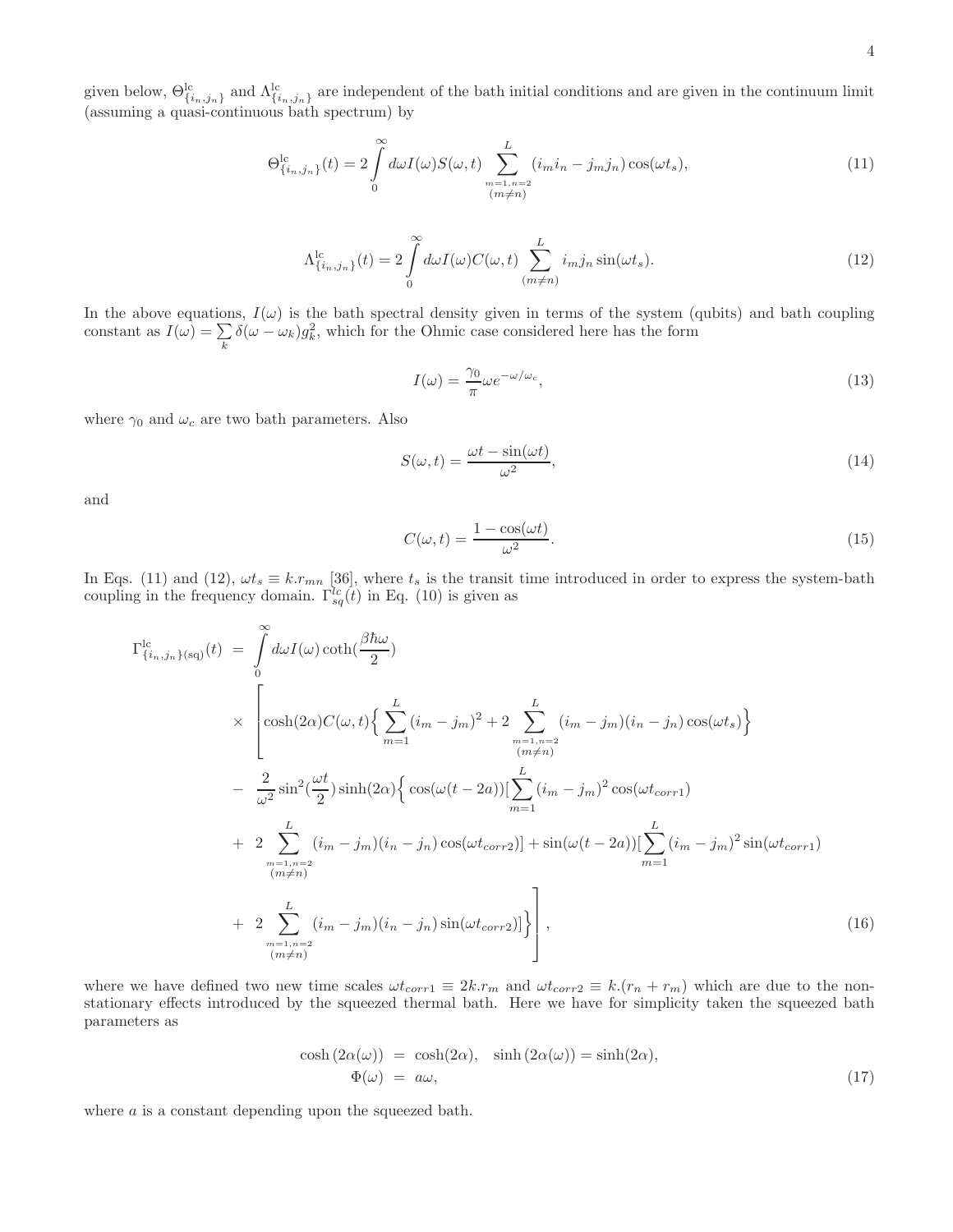given below, $\Theta^{\rm lc}_{\{i_n,j_n\}}$ and $\Lambda^{\rm lc}_{\{i_n,j_n\}}$ are independent of the bath initial conditions and are given in the continuum limit (assuming a quasi-continuous bath spectrum) by

$$
\Theta^{\rm lc}_{\{i_n,j_n\}}(t) = 2\int_0^\infty d\omega I(\omega) S(\omega,t) \sum_{\substack{m=1,n=2\\(m\neq n)}}^{L} (i_m i_n - j_m j_n)\cos(\omega t_s), \tag{11}
$$

$$
\Lambda^{\rm lc}_{\{i_n,j_n\}}(t) = 2\int_0^\infty d\omega I(\omega) C(\omega,t) \sum_{(m\neq n)}^{L} i_m j_n \sin(\omega t_s). \tag{12}
$$

In the above equations, $I(\omega)$ is the bath spectral density given in terms of the system (qubits) and bath coupling constant as $I(\omega) = \sum_k \delta(\omega - \omega_k) g_k^2$, which for the Ohmic case considered here has the form

$$
I(\omega) = \frac{\gamma_0}{\pi}\omega e^{-\omega/\omega_c}, \tag{13}
$$

where $\gamma_0$ and $\omega_c$ are two bath parameters. Also

$$
S(\omega,t) = \frac{\omega t - \sin(\omega t)}{\omega^2}, \tag{14}
$$

and

$$
C(\omega,t) = \frac{1-\cos(\omega t)}{\omega^2}. \tag{15}
$$

In Eqs. (11) and (12), $\omega t_s \equiv k.r_{mn}$ [36], where $t_s$ is the transit time introduced in order to express the system-bath coupling in the frequency domain. $\Gamma^{lc}_{sq}(t)$ in Eq. (10) is given as

$$
\begin{aligned}
\Gamma^{\rm lc}_{\{i_n,j_n\}({\rm sq})}(t) &= \int_0^\infty d\omega I(\omega)\coth\left(\frac{\beta\hbar\omega}{2}\right) \\
&\times \Bigg[\cosh(2\alpha)C(\omega,t)\Big\{\sum_{m=1}^{L}(i_m - j_m)^2 + 2\sum_{\substack{m=1,n=2\\(m\neq n)}}^{L}(i_m - j_m)(i_n - j_n)\cos(\omega t_s)\Big\} \\
&- \frac{2}{\omega^2}\sin^2\left(\frac{\omega t}{2}\right)\sinh(2\alpha)\Big\{\cos(\omega(t-2a))\Big[\sum_{m=1}^{L}(i_m - j_m)^2\cos(\omega t_{corr1}) \\
&+ 2\sum_{\substack{m=1,n=2\\(m\neq n)}}^{L}(i_m - j_m)(i_n - j_n)\cos(\omega t_{corr2})\Big] + \sin(\omega(t-2a))\Big[\sum_{m=1}^{L}(i_m - j_m)^2\sin(\omega t_{corr1}) \\
&+ 2\sum_{\substack{m=1,n=2\\(m\neq n)}}^{L}(i_m - j_m)(i_n - j_n)\sin(\omega t_{corr2})\Big]\Big\}\Bigg],
\end{aligned} \tag{16}
$$

where we have defined two new time scales $\omega t_{corr1} \equiv 2k.r_m$ and $\omega t_{corr2} \equiv k.(r_n + r_m)$ which are due to the non-stationary effects introduced by the squeezed thermal bath. Here we have for simplicity taken the squeezed bath parameters as

$$
\begin{aligned}
\cosh(2\alpha(\omega)) &= \cosh(2\alpha), \quad \sinh(2\alpha(\omega)) = \sinh(2\alpha), \\
\Phi(\omega) &= a\omega,
\end{aligned} \tag{17}
$$

where $a$ is a constant depending upon the squeezed bath.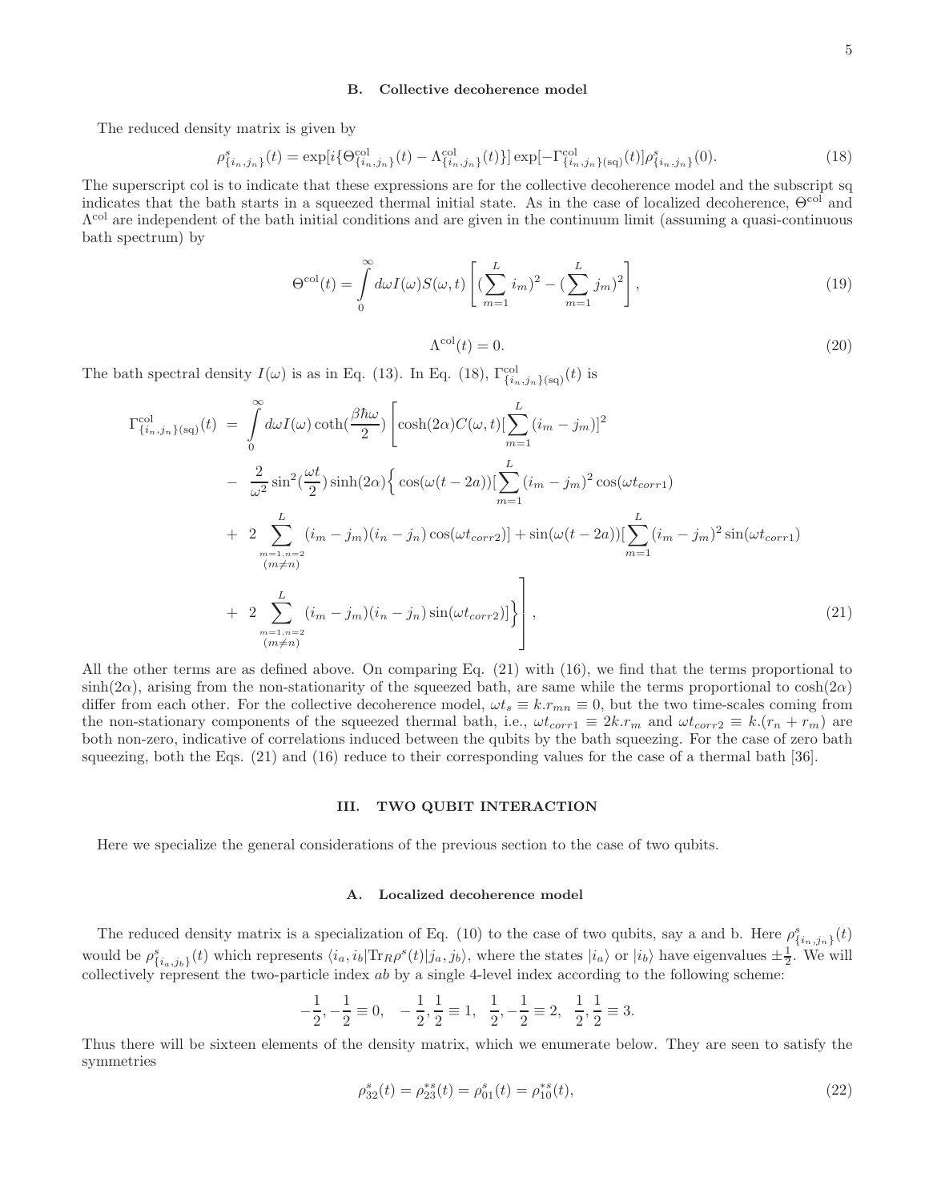### B. Collective decoherence model

The reduced density matrix is given by

$$\rho^s_{\{i_n,j_n\}}(t) = \exp[i\{\Theta^{\rm col}_{\{i_n,j_n\}}(t) - \Lambda^{\rm col}_{\{i_n,j_n\}}(t)\}] \exp[-\Gamma^{\rm col}_{\{i_n,j_n\}({\rm sq})}(t)] \rho^s_{\{i_n,j_n\}}(0). \tag{18}$$

The superscript col is to indicate that these expressions are for the collective decoherence model and the subscript sq indicates that the bath starts in a squeezed thermal initial state. As in the case of localized decoherence, $\Theta^{\rm col}$ and $\Lambda^{\rm col}$ are independent of the bath initial conditions and are given in the continuum limit (assuming a quasi-continuous bath spectrum) by

$$\Theta^{\rm col}(t) = \int_0^\infty d\omega I(\omega) S(\omega,t) \left[ (\sum_{m=1}^L i_m)^2 - (\sum_{m=1}^L j_m)^2 \right], \tag{19}$$

$$\Lambda^{\rm col}(t) = 0. \tag{20}$$

The bath spectral density $I(\omega)$ is as in Eq. (13). In Eq. (18), $\Gamma^{\rm col}_{\{i_n,j_n\}({\rm sq})}(t)$ is

$$\begin{aligned}
\Gamma^{\rm col}_{\{i_n,j_n\}({\rm sq})}(t) &= \int_0^\infty d\omega I(\omega) \coth(\frac{\beta\hbar\omega}{2}) \Bigg[ \cosh(2\alpha) C(\omega,t) [\sum_{m=1}^L (i_m - j_m)]^2 \\
&- \frac{2}{\omega^2} \sin^2(\frac{\omega t}{2}) \sinh(2\alpha) \Big\{ \cos(\omega(t-2a)) [\sum_{m=1}^L (i_m - j_m)^2 \cos(\omega t_{corr1}) \\
&+ 2 \sum_{\substack{m=1,n=2 \\ (m\neq n)}}^L (i_m - j_m)(i_n - j_n) \cos(\omega t_{corr2})] + \sin(\omega(t-2a)) [\sum_{m=1}^L (i_m - j_m)^2 \sin(\omega t_{corr1}) \\
&+ 2 \sum_{\substack{m=1,n=2 \\ (m\neq n)}}^L (i_m - j_m)(i_n - j_n) \sin(\omega t_{corr2})] \Big\} \Bigg],
\end{aligned} \tag{21}$$

All the other terms are as defined above. On comparing Eq. (21) with (16), we find that the terms proportional to $\sinh(2\alpha)$, arising from the non-stationarity of the squeezed bath, are same while the terms proportional to $\cosh(2\alpha)$ differ from each other. For the collective decoherence model, $\omega t_s \equiv k.r_{mn} \equiv 0$, but the two time-scales coming from the non-stationary components of the squeezed thermal bath, i.e., $\omega t_{corr1} \equiv 2k.r_m$ and $\omega t_{corr2} \equiv k.(r_n + r_m)$ are both non-zero, indicative of correlations induced between the qubits by the bath squeezing. For the case of zero bath squeezing, both the Eqs. (21) and (16) reduce to their corresponding values for the case of a thermal bath [36].

## III. TWO QUBIT INTERACTION

Here we specialize the general considerations of the previous section to the case of two qubits.

### A. Localized decoherence model

The reduced density matrix is a specialization of Eq. (10) to the case of two qubits, say a and b. Here $\rho^s_{\{i_n,j_n\}}(t)$ would be $\rho^s_{\{i_a,j_b\}}(t)$ which represents $\langle i_a, i_b | {\rm Tr}_R \rho^s(t) | j_a, j_b \rangle$, where the states $|i_a\rangle$ or $|i_b\rangle$ have eigenvalues $\pm\frac{1}{2}$. We will collectively represent the two-particle index $ab$ by a single 4-level index according to the following scheme:

$$-\frac{1}{2}, -\frac{1}{2} \equiv 0, \quad -\frac{1}{2}, \frac{1}{2} \equiv 1, \quad \frac{1}{2}, -\frac{1}{2} \equiv 2, \quad \frac{1}{2}, \frac{1}{2} \equiv 3.$$

Thus there will be sixteen elements of the density matrix, which we enumerate below. They are seen to satisfy the symmetries

$$\rho^s_{32}(t) = \rho^{*s}_{23}(t) = \rho^s_{01}(t) = \rho^{*s}_{10}(t), \tag{22}$$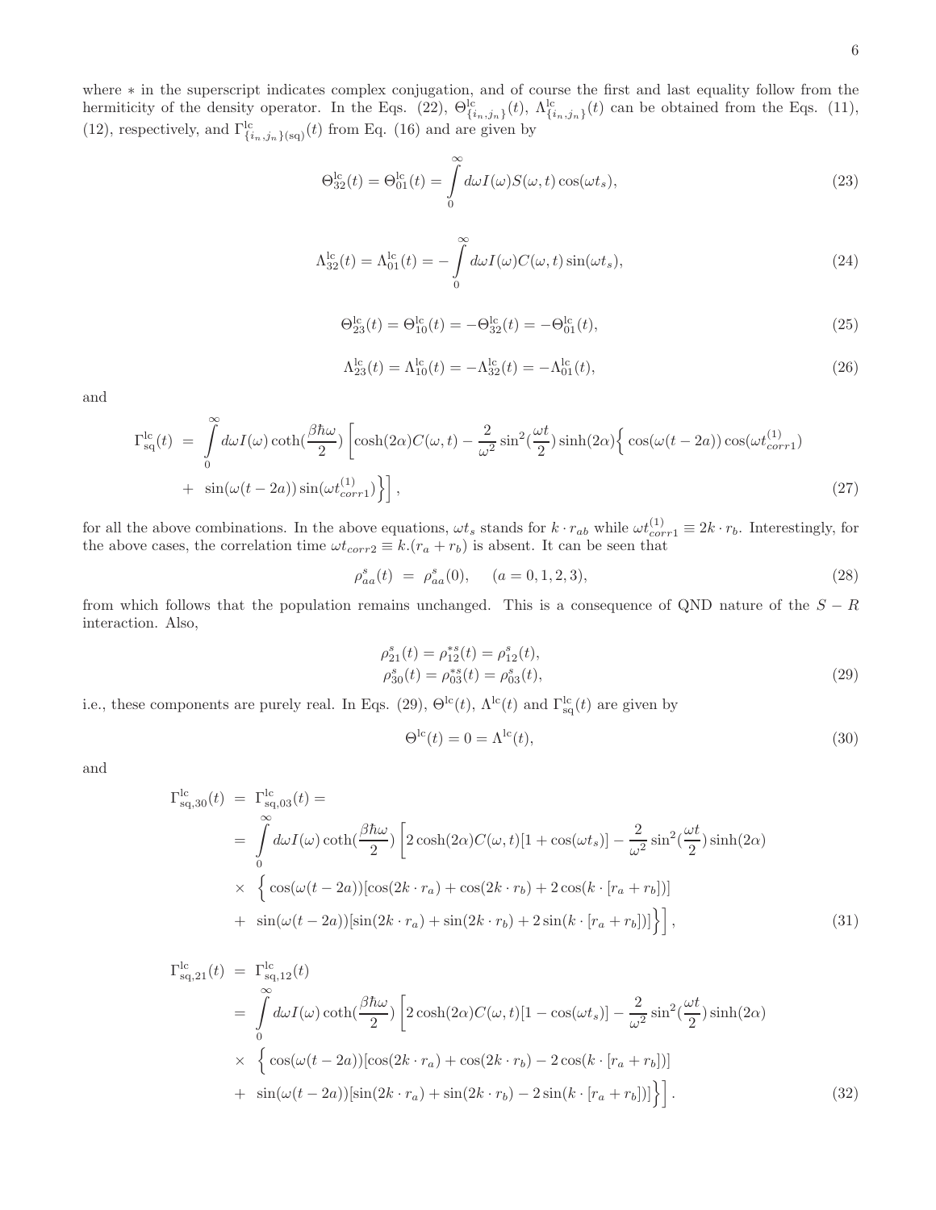where $*$ in the superscript indicates complex conjugation, and of course the first and last equality follow from the hermiticity of the density operator. In the Eqs. (22), $\Theta^{\rm lc}_{\{i_n,j_n\}}(t)$, $\Lambda^{\rm lc}_{\{i_n,j_n\}}(t)$ can be obtained from the Eqs. (11), (12), respectively, and $\Gamma^{\rm lc}_{\{i_n,j_n\}({\rm sq})}(t)$ from Eq. (16) and are given by

$$\Theta^{\rm lc}_{32}(t) = \Theta^{\rm lc}_{01}(t) = \int_0^\infty d\omega I(\omega) S(\omega,t)\cos(\omega t_s), \tag{23}$$

$$\Lambda^{\rm lc}_{32}(t) = \Lambda^{\rm lc}_{01}(t) = -\int_0^\infty d\omega I(\omega) C(\omega,t)\sin(\omega t_s), \tag{24}$$

$$\Theta^{\rm lc}_{23}(t) = \Theta^{\rm lc}_{10}(t) = -\Theta^{\rm lc}_{32}(t) = -\Theta^{\rm lc}_{01}(t), \tag{25}$$

$$\Lambda^{\rm lc}_{23}(t) = \Lambda^{\rm lc}_{10}(t) = -\Lambda^{\rm lc}_{32}(t) = -\Lambda^{\rm lc}_{01}(t), \tag{26}$$

and

$$\begin{aligned}\Gamma^{\rm lc}_{\rm sq}(t) &= \int_0^\infty d\omega I(\omega)\coth\left(\frac{\beta\hbar\omega}{2}\right)\left[\cosh(2\alpha)C(\omega,t) - \frac{2}{\omega^2}\sin^2\left(\frac{\omega t}{2}\right)\sinh(2\alpha)\Big\{\cos(\omega(t-2a))\cos(\omega t^{(1)}_{corr1})\right.\\ &\left.+ \ \sin(\omega(t-2a))\sin(\omega t^{(1)}_{corr1})\Big\}\right],\end{aligned} \tag{27}$$

for all the above combinations. In the above equations, $\omega t_s$ stands for $k\cdot r_{ab}$ while $\omega t^{(1)}_{corr1} \equiv 2k\cdot r_b$. Interestingly, for the above cases, the correlation time $\omega t_{corr2} \equiv k.(r_a + r_b)$ is absent. It can be seen that

$$\rho^s_{aa}(t) \ = \ \rho^s_{aa}(0), \qquad (a = 0,1,2,3), \tag{28}$$

from which follows that the population remains unchanged. This is a consequence of QND nature of the $S-R$ interaction. Also,

$$\begin{aligned}\rho^s_{21}(t) = \rho^{*s}_{12}(t) = \rho^s_{12}(t),\\ \rho^s_{30}(t) = \rho^{*s}_{03}(t) = \rho^s_{03}(t),\end{aligned} \tag{29}$$

i.e., these components are purely real. In Eqs. (29), $\Theta^{\rm lc}(t)$, $\Lambda^{\rm lc}(t)$ and $\Gamma^{\rm lc}_{\rm sq}(t)$ are given by

$$\Theta^{\rm lc}(t) = 0 = \Lambda^{\rm lc}(t), \tag{30}$$

and

$$\begin{aligned}\Gamma^{\rm lc}_{{\rm sq},30}(t) &= \Gamma^{\rm lc}_{{\rm sq},03}(t) = \\ &= \int_0^\infty d\omega I(\omega)\coth\left(\frac{\beta\hbar\omega}{2}\right)\left[2\cosh(2\alpha)C(\omega,t)[1+\cos(\omega t_s)] - \frac{2}{\omega^2}\sin^2\left(\frac{\omega t}{2}\right)\sinh(2\alpha)\right.\\ &\times \ \Big\{\cos(\omega(t-2a))[\cos(2k\cdot r_a) + \cos(2k\cdot r_b) + 2\cos(k\cdot[r_a+r_b])]\\ &\left.+ \ \sin(\omega(t-2a))[\sin(2k\cdot r_a) + \sin(2k\cdot r_b) + 2\sin(k\cdot[r_a+r_b])]\Big\}\right],\end{aligned} \tag{31}$$

$$\begin{aligned}\Gamma^{\rm lc}_{{\rm sq},21}(t) &= \Gamma^{\rm lc}_{{\rm sq},12}(t)\\ &= \int_0^\infty d\omega I(\omega)\coth\left(\frac{\beta\hbar\omega}{2}\right)\left[2\cosh(2\alpha)C(\omega,t)[1-\cos(\omega t_s)] - \frac{2}{\omega^2}\sin^2\left(\frac{\omega t}{2}\right)\sinh(2\alpha)\right.\\ &\times \ \Big\{\cos(\omega(t-2a))[\cos(2k\cdot r_a) + \cos(2k\cdot r_b) - 2\cos(k\cdot[r_a+r_b])]\\ &\left.+ \ \sin(\omega(t-2a))[\sin(2k\cdot r_a) + \sin(2k\cdot r_b) - 2\sin(k\cdot[r_a+r_b])]\Big\}\right].\end{aligned} \tag{32}$$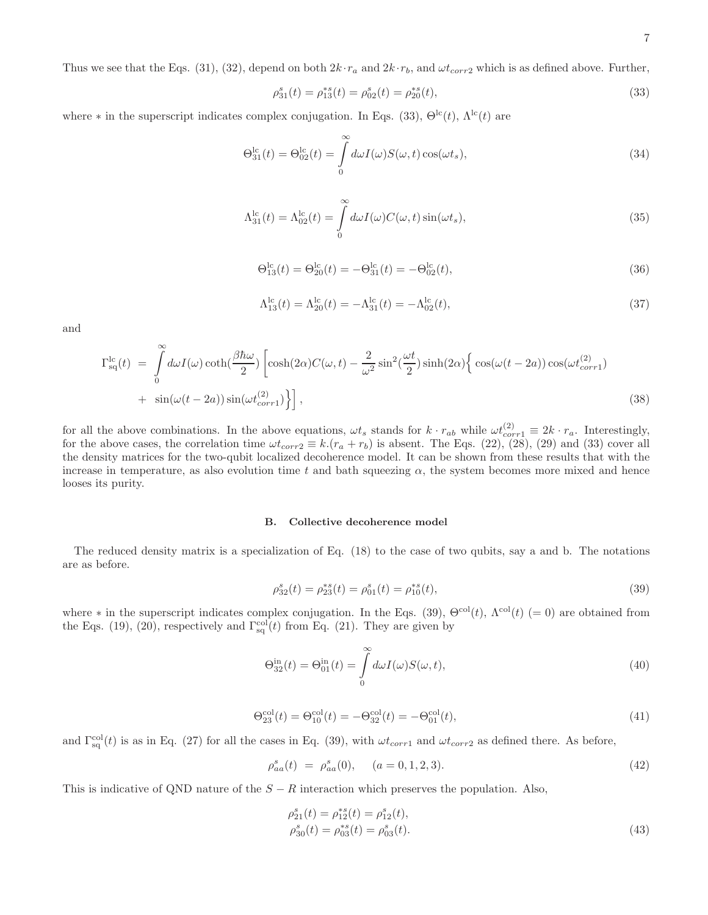Thus we see that the Eqs. (31), (32), depend on both $2k \cdot r_a$ and $2k \cdot r_b$, and $\omega t_{corr2}$ which is as defined above. Further,

$$\rho^s_{31}(t) = \rho^{*s}_{13}(t) = \rho^s_{02}(t) = \rho^{*s}_{20}(t), \tag{33}$$

where $*$ in the superscript indicates complex conjugation. In Eqs. (33), $\Theta^{\rm lc}(t)$, $\Lambda^{\rm lc}(t)$ are

$$\Theta^{\rm lc}_{31}(t) = \Theta^{\rm lc}_{02}(t) = \int_0^\infty d\omega I(\omega) S(\omega, t) \cos(\omega t_s), \tag{34}$$

$$\Lambda^{\rm lc}_{31}(t) = \Lambda^{\rm lc}_{02}(t) = \int_0^\infty d\omega I(\omega) C(\omega, t) \sin(\omega t_s), \tag{35}$$

$$\Theta^{\rm lc}_{13}(t) = \Theta^{\rm lc}_{20}(t) = -\Theta^{\rm lc}_{31}(t) = -\Theta^{\rm lc}_{02}(t), \tag{36}$$

$$\Lambda^{\rm lc}_{13}(t) = \Lambda^{\rm lc}_{20}(t) = -\Lambda^{\rm lc}_{31}(t) = -\Lambda^{\rm lc}_{02}(t), \tag{37}$$

and

$$\begin{aligned}
\Gamma^{\rm lc}_{\rm sq}(t) \;=\; & \int_0^\infty d\omega I(\omega) \coth\left(\frac{\beta\hbar\omega}{2}\right) \left[ \cosh(2\alpha) C(\omega, t) - \frac{2}{\omega^2} \sin^2\left(\frac{\omega t}{2}\right) \sinh(2\alpha) \Big\{ \cos(\omega(t - 2a)) \cos(\omega t^{(2)}_{corr1}) \right. \\
& \left. + \;\; \sin(\omega(t - 2a)) \sin(\omega t^{(2)}_{corr1}) \Big\} \right],
\end{aligned} \tag{38}$$

for all the above combinations. In the above equations, $\omega t_s$ stands for $k \cdot r_{ab}$ while $\omega t^{(2)}_{corr1} \equiv 2k \cdot r_a$. Interestingly, for the above cases, the correlation time $\omega t_{corr2} \equiv k.(r_a + r_b)$ is absent. The Eqs. (22), (28), (29) and (33) cover all the density matrices for the two-qubit localized decoherence model. It can be shown from these results that with the increase in temperature, as also evolution time $t$ and bath squeezing $\alpha$, the system becomes more mixed and hence looses its purity.

### B. Collective decoherence model

The reduced density matrix is a specialization of Eq. (18) to the case of two qubits, say a and b. The notations are as before.

$$\rho^s_{32}(t) = \rho^{*s}_{23}(t) = \rho^s_{01}(t) = \rho^{*s}_{10}(t), \tag{39}$$

where $*$ in the superscript indicates complex conjugation. In the Eqs. (39), $\Theta^{\rm col}(t)$, $\Lambda^{\rm col}(t)$ $(= 0)$ are obtained from the Eqs. (19), (20), respectively and $\Gamma^{\rm col}_{\rm sq}(t)$ from Eq. (21). They are given by

$$\Theta^{\rm in}_{32}(t) = \Theta^{\rm in}_{01}(t) = \int_0^\infty d\omega I(\omega) S(\omega, t), \tag{40}$$

$$\Theta^{\rm col}_{23}(t) = \Theta^{\rm col}_{10}(t) = -\Theta^{\rm col}_{32}(t) = -\Theta^{\rm col}_{01}(t), \tag{41}$$

and $\Gamma^{\rm col}_{\rm sq}(t)$ is as in Eq. (27) for all the cases in Eq. (39), with $\omega t_{corr1}$ and $\omega t_{corr2}$ as defined there. As before,

$$\rho^s_{aa}(t) \;=\; \rho^s_{aa}(0), \quad\; (a = 0, 1, 2, 3). \tag{42}$$

This is indicative of QND nature of the $S - R$ interaction which preserves the population. Also,

$$\begin{aligned}
\rho^s_{21}(t) = \rho^{*s}_{12}(t) = \rho^s_{12}(t), \\
\rho^s_{30}(t) = \rho^{*s}_{03}(t) = \rho^s_{03}(t).
\end{aligned} \tag{43}$$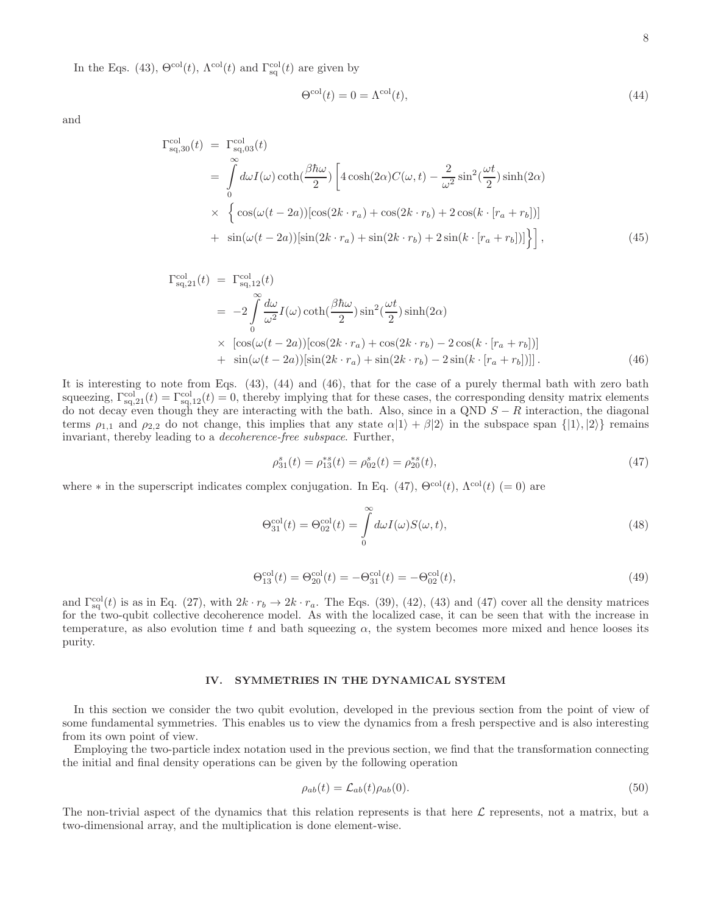In the Eqs. (43), $\Theta^{\rm col}(t)$, $\Lambda^{\rm col}(t)$ and $\Gamma^{\rm col}_{\rm sq}(t)$ are given by

$$\Theta^{\rm col}(t) = 0 = \Lambda^{\rm col}(t), \tag{44}$$

and

$$\begin{aligned}
\Gamma^{\rm col}_{{\rm sq},30}(t) &= \Gamma^{\rm col}_{{\rm sq},03}(t) \\
&= \int_0^\infty d\omega I(\omega) \coth(\frac{\beta\hbar\omega}{2}) \Big[ 4\cosh(2\alpha) C(\omega, t) - \frac{2}{\omega^2} \sin^2(\frac{\omega t}{2}) \sinh(2\alpha) \\
&\times \Big\{ \cos(\omega(t-2a))[\cos(2k\cdot r_a) + \cos(2k\cdot r_b) + 2\cos(k\cdot[r_a + r_b])] \\
&+ \sin(\omega(t-2a))[\sin(2k\cdot r_a) + \sin(2k\cdot r_b) + 2\sin(k\cdot[r_a + r_b])] \Big\} \Big],
\end{aligned} \tag{45}$$

$$\begin{aligned}
\Gamma^{\rm col}_{{\rm sq},21}(t) &= \Gamma^{\rm col}_{{\rm sq},12}(t) \\
&= -2\int_0^\infty \frac{d\omega}{\omega^2} I(\omega) \coth(\frac{\beta\hbar\omega}{2}) \sin^2(\frac{\omega t}{2}) \sinh(2\alpha) \\
&\times [\cos(\omega(t-2a))[\cos(2k\cdot r_a) + \cos(2k\cdot r_b) - 2\cos(k\cdot[r_a + r_b])] \\
&+ \sin(\omega(t-2a))[\sin(2k\cdot r_a) + \sin(2k\cdot r_b) - 2\sin(k\cdot[r_a + r_b])]].
\end{aligned} \tag{46}$$

It is interesting to note from Eqs. (43), (44) and (46), that for the case of a purely thermal bath with zero bath squeezing, $\Gamma^{\rm col}_{{\rm sq},21}(t) = \Gamma^{\rm col}_{{\rm sq},12}(t) = 0$, thereby implying that for these cases, the corresponding density matrix elements do not decay even though they are interacting with the bath. Also, since in a QND $S-R$ interaction, the diagonal terms $\rho_{1,1}$ and $\rho_{2,2}$ do not change, this implies that any state $\alpha|1\rangle + \beta|2\rangle$ in the subspace span $\{|1\rangle, |2\rangle\}$ remains invariant, thereby leading to a *decoherence-free subspace*. Further,

$$\rho^s_{31}(t) = \rho^{*s}_{13}(t) = \rho^s_{02}(t) = \rho^{*s}_{20}(t), \tag{47}$$

where $*$ in the superscript indicates complex conjugation. In Eq. (47), $\Theta^{\rm col}(t)$, $\Lambda^{\rm col}(t)$ $(=0)$ are

$$\Theta^{\rm col}_{31}(t) = \Theta^{\rm col}_{02}(t) = \int_0^\infty d\omega I(\omega) S(\omega, t), \tag{48}$$

$$\Theta^{\rm col}_{13}(t) = \Theta^{\rm col}_{20}(t) = -\Theta^{\rm col}_{31}(t) = -\Theta^{\rm col}_{02}(t), \tag{49}$$

and $\Gamma^{\rm col}_{\rm sq}(t)$ is as in Eq. (27), with $2k\cdot r_b \rightarrow 2k\cdot r_a$. The Eqs. (39), (42), (43) and (47) cover all the density matrices for the two-qubit collective decoherence model. As with the localized case, it can be seen that with the increase in temperature, as also evolution time $t$ and bath squeezing $\alpha$, the system becomes more mixed and hence looses its purity.

## IV. SYMMETRIES IN THE DYNAMICAL SYSTEM

In this section we consider the two qubit evolution, developed in the previous section from the point of view of some fundamental symmetries. This enables us to view the dynamics from a fresh perspective and is also interesting from its own point of view.

Employing the two-particle index notation used in the previous section, we find that the transformation connecting the initial and final density operations can be given by the following operation

$$\rho_{ab}(t) = \mathcal{L}_{ab}(t)\rho_{ab}(0). \tag{50}$$

The non-trivial aspect of the dynamics that this relation represents is that here $\mathcal{L}$ represents, not a matrix, but a two-dimensional array, and the multiplication is done element-wise.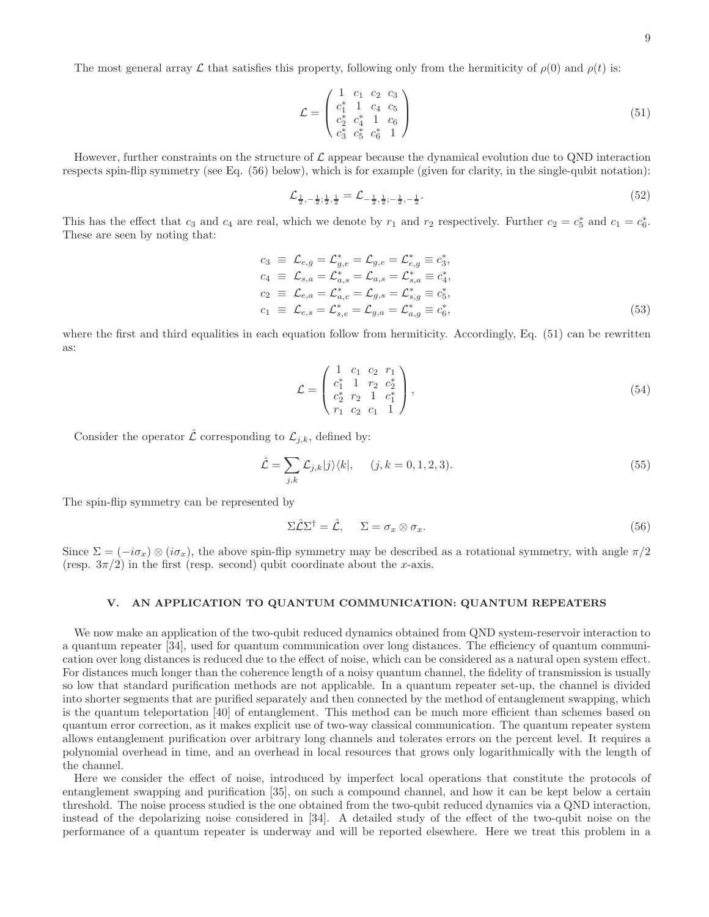The most general array $\mathcal{L}$ that satisfies this property, following only from the hermiticity of $\rho(0)$ and $\rho(t)$ is:

$$
\mathcal{L} = \begin{pmatrix} 1 & c_1 & c_2 & c_3 \\ c_1^* & 1 & c_4 & c_5 \\ c_2^* & c_4^* & 1 & c_6 \\ c_3^* & c_5^* & c_6^* & 1 \end{pmatrix} \tag{51}
$$

However, further constraints on the structure of $\mathcal{L}$ appear because the dynamical evolution due to QND interaction respects spin-flip symmetry (see Eq. (56) below), which is for example (given for clarity, in the single-qubit notation):

$$
\mathcal{L}_{\frac{1}{2},-\frac{1}{2};\frac{1}{2},\frac{1}{2}} = \mathcal{L}_{-\frac{1}{2},\frac{1}{2};-\frac{1}{2},-\frac{1}{2}}. \tag{52}
$$

This has the effect that $c_3$ and $c_4$ are real, which we denote by $r_1$ and $r_2$ respectively. Further $c_2 = c_5^*$ and $c_1 = c_6^*$. These are seen by noting that:

$$
\begin{aligned}
c_3 &\equiv \mathcal{L}_{e,g} = \mathcal{L}_{g,e}^* = \mathcal{L}_{g,e} = \mathcal{L}_{e,g}^* \equiv c_3^*, \\
c_4 &\equiv \mathcal{L}_{s,a} = \mathcal{L}_{a,s}^* = \mathcal{L}_{a,s} = \mathcal{L}_{s,a}^* \equiv c_4^*, \\
c_2 &\equiv \mathcal{L}_{e,a} = \mathcal{L}_{a,e}^* = \mathcal{L}_{g,s} = \mathcal{L}_{s,g}^* \equiv c_5^*, \\
c_1 &\equiv \mathcal{L}_{e,s} = \mathcal{L}_{s,e}^* = \mathcal{L}_{g,a} = \mathcal{L}_{a,g}^* \equiv c_6^*,
\end{aligned} \tag{53}
$$

where the first and third equalities in each equation follow from hermiticity. Accordingly, Eq. (51) can be rewritten as:

$$
\mathcal{L} = \begin{pmatrix} 1 & c_1 & c_2 & r_1 \\ c_1^* & 1 & r_2 & c_2^* \\ c_2^* & r_2 & 1 & c_1^* \\ r_1 & c_2 & c_1 & 1 \end{pmatrix}, \tag{54}
$$

Consider the operator $\hat{\mathcal{L}}$ corresponding to $\mathcal{L}_{j,k}$, defined by:

$$
\hat{\mathcal{L}} = \sum_{j,k} \mathcal{L}_{j,k} |j\rangle\langle k|, \quad (j,k = 0,1,2,3). \tag{55}
$$

The spin-flip symmetry can be represented by

$$
\Sigma \hat{\mathcal{L}} \Sigma^\dagger = \hat{\mathcal{L}}, \quad \Sigma = \sigma_x \otimes \sigma_x. \tag{56}
$$

Since $\Sigma = (-i\sigma_x) \otimes (i\sigma_x)$, the above spin-flip symmetry may be described as a rotational symmetry, with angle $\pi/2$ (resp. $3\pi/2$) in the first (resp. second) qubit coordinate about the $x$-axis.

## V. AN APPLICATION TO QUANTUM COMMUNICATION: QUANTUM REPEATERS

We now make an application of the two-qubit reduced dynamics obtained from QND system-reservoir interaction to a quantum repeater [34], used for quantum communication over long distances. The efficiency of quantum communication over long distances is reduced due to the effect of noise, which can be considered as a natural open system effect. For distances much longer than the coherence length of a noisy quantum channel, the fidelity of transmission is usually so low that standard purification methods are not applicable. In a quantum repeater set-up, the channel is divided into shorter segments that are purified separately and then connected by the method of entanglement swapping, which is the quantum teleportation [40] of entanglement. This method can be much more efficient than schemes based on quantum error correction, as it makes explicit use of two-way classical communication. The quantum repeater system allows entanglement purification over arbitrary long channels and tolerates errors on the percent level. It requires a polynomial overhead in time, and an overhead in local resources that grows only logarithmically with the length of the channel.

Here we consider the effect of noise, introduced by imperfect local operations that constitute the protocols of entanglement swapping and purification [35], on such a compound channel, and how it can be kept below a certain threshold. The noise process studied is the one obtained from the two-qubit reduced dynamics via a QND interaction, instead of the depolarizing noise considered in [34]. A detailed study of the effect of the two-qubit noise on the performance of a quantum repeater is underway and will be reported elsewhere. Here we treat this problem in a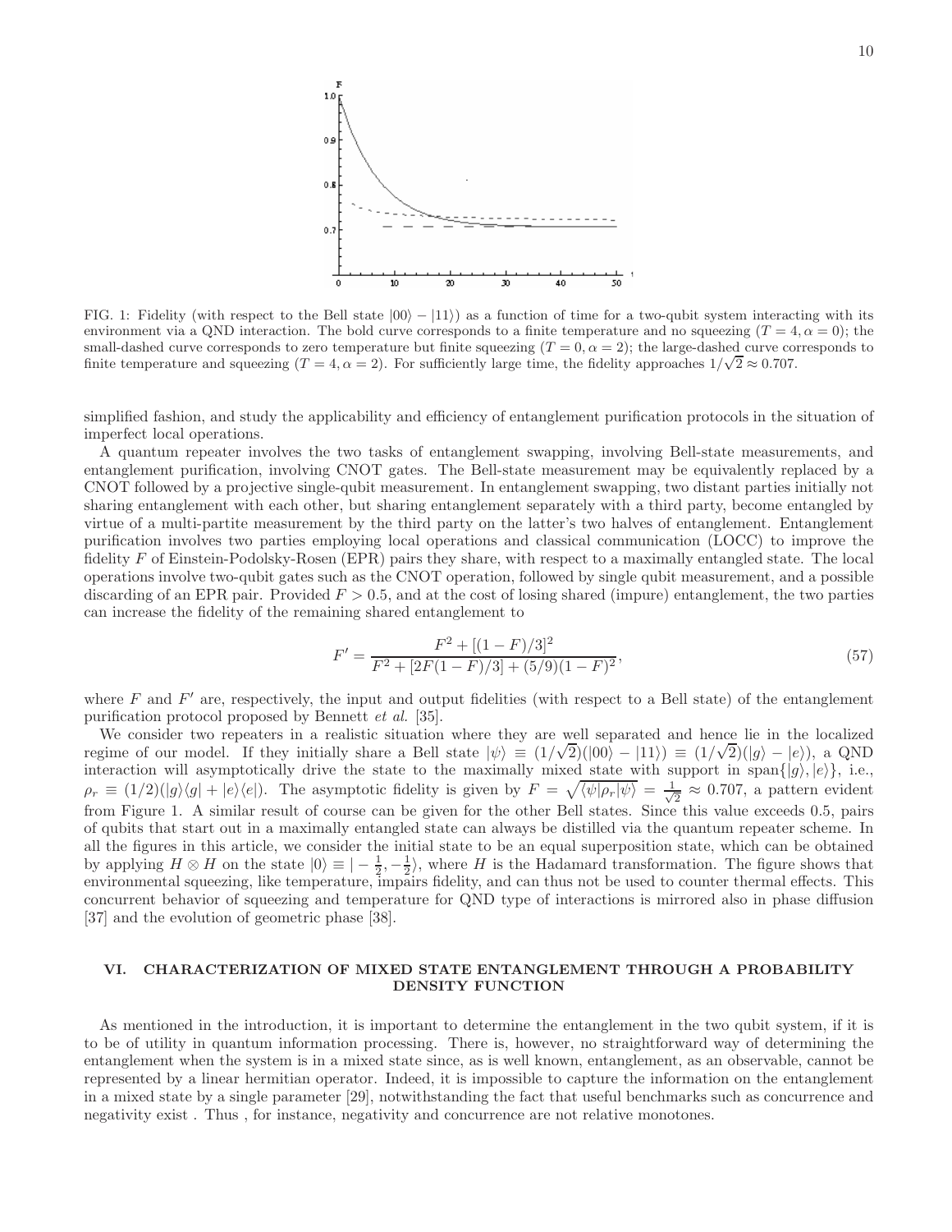FIG. 1: Fidelity (with respect to the Bell state $|00\rangle - |11\rangle$) as a function of time for a two-qubit system interacting with its environment via a QND interaction. The bold curve corresponds to a finite temperature and no squeezing ($T = 4, \alpha = 0$); the small-dashed curve corresponds to zero temperature but finite squeezing ($T = 0, \alpha = 2$); the large-dashed curve corresponds to finite temperature and squeezing ($T = 4, \alpha = 2$). For sufficiently large time, the fidelity approaches $1/\sqrt{2} \approx 0.707$.

simplified fashion, and study the applicability and efficiency of entanglement purification protocols in the situation of imperfect local operations.

A quantum repeater involves the two tasks of entanglement swapping, involving Bell-state measurements, and entanglement purification, involving CNOT gates. The Bell-state measurement may be equivalently replaced by a CNOT followed by a projective single-qubit measurement. In entanglement swapping, two distant parties initially not sharing entanglement with each other, but sharing entanglement separately with a third party, become entangled by virtue of a multi-partite measurement by the third party on the latter's two halves of entanglement. Entanglement purification involves two parties employing local operations and classical communication (LOCC) to improve the fidelity $F$ of Einstein-Podolsky-Rosen (EPR) pairs they share, with respect to a maximally entangled state. The local operations involve two-qubit gates such as the CNOT operation, followed by single qubit measurement, and a possible discarding of an EPR pair. Provided $F > 0.5$, and at the cost of losing shared (impure) entanglement, the two parties can increase the fidelity of the remaining shared entanglement to

$$F' = \frac{F^2 + [(1-F)/3]^2}{F^2 + [2F(1-F)/3] + (5/9)(1-F)^2}, \tag{57}$$

where $F$ and $F'$ are, respectively, the input and output fidelities (with respect to a Bell state) of the entanglement purification protocol proposed by Bennett *et al.* [35].

We consider two repeaters in a realistic situation where they are well separated and hence lie in the localized regime of our model. If they initially share a Bell state $|\psi\rangle \equiv (1/\sqrt{2})(|00\rangle - |11\rangle) \equiv (1/\sqrt{2})(|g\rangle - |e\rangle)$, a QND interaction will asymptotically drive the state to the maximally mixed state with support in span$\{|g\rangle, |e\rangle\}$, i.e., $\rho_r \equiv (1/2)(|g\rangle\langle g| + |e\rangle\langle e|)$. The asymptotic fidelity is given by $F = \sqrt{\langle\psi|\rho_r|\psi\rangle} = \frac{1}{\sqrt{2}} \approx 0.707$, a pattern evident from Figure 1. A similar result of course can be given for the other Bell states. Since this value exceeds 0.5, pairs of qubits that start out in a maximally entangled state can always be distilled via the quantum repeater scheme. In all the figures in this article, we consider the initial state to be an equal superposition state, which can be obtained by applying $H \otimes H$ on the state $|0\rangle \equiv |-\frac{1}{2}, -\frac{1}{2}\rangle$, where $H$ is the Hadamard transformation. The figure shows that environmental squeezing, like temperature, impairs fidelity, and can thus not be used to counter thermal effects. This concurrent behavior of squeezing and temperature for QND type of interactions is mirrored also in phase diffusion [37] and the evolution of geometric phase [38].

## VI. CHARACTERIZATION OF MIXED STATE ENTANGLEMENT THROUGH A PROBABILITY DENSITY FUNCTION

As mentioned in the introduction, it is important to determine the entanglement in the two qubit system, if it is to be of utility in quantum information processing. There is, however, no straightforward way of determining the entanglement when the system is in a mixed state since, as is well known, entanglement, as an observable, cannot be represented by a linear hermitian operator. Indeed, it is impossible to capture the information on the entanglement in a mixed state by a single parameter [29], notwithstanding the fact that useful benchmarks such as concurrence and negativity exist . Thus , for instance, negativity and concurrence are not relative monotones.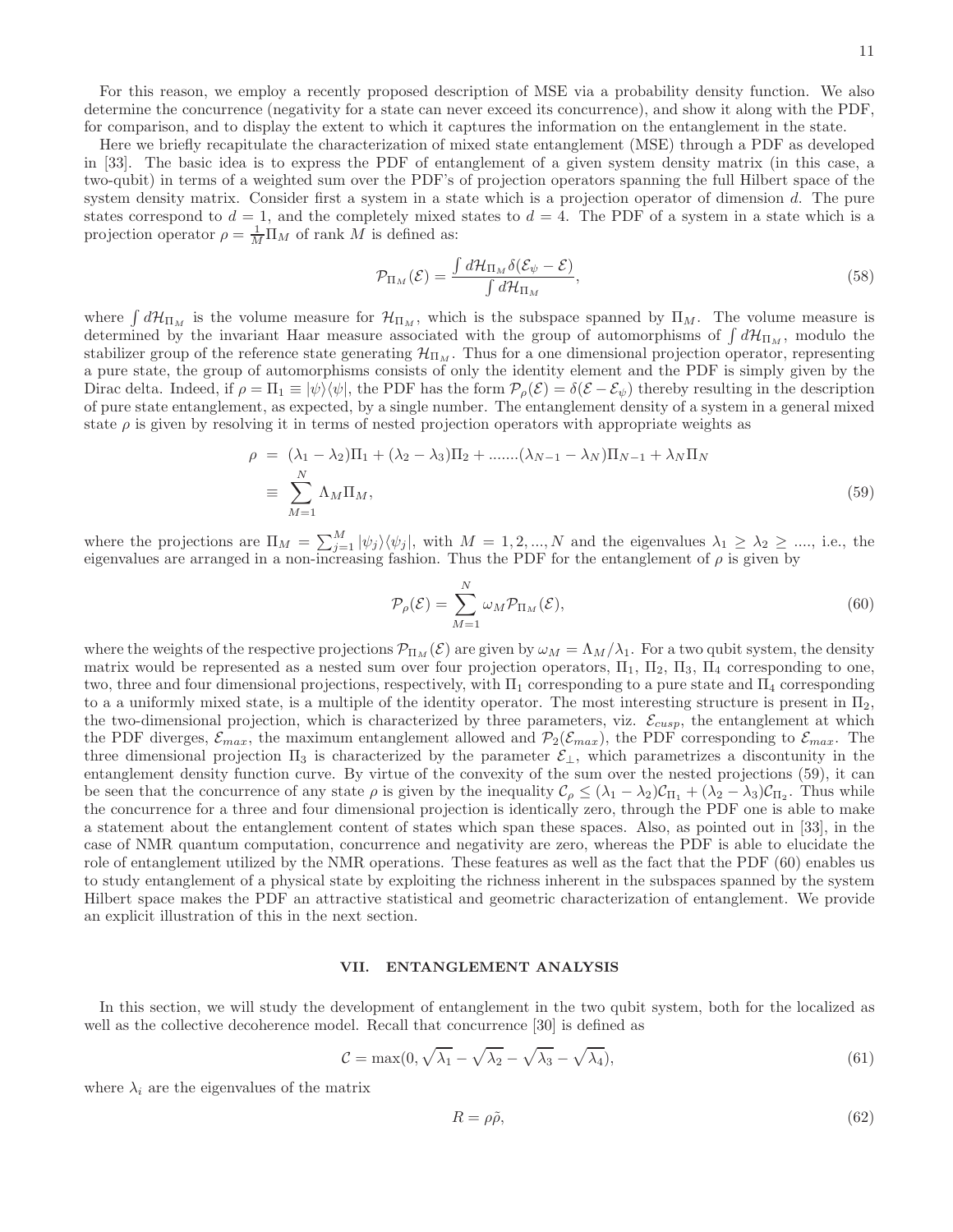For this reason, we employ a recently proposed description of MSE via a probability density function. We also determine the concurrence (negativity for a state can never exceed its concurrence), and show it along with the PDF, for comparison, and to display the extent to which it captures the information on the entanglement in the state.

Here we briefly recapitulate the characterization of mixed state entanglement (MSE) through a PDF as developed in [33]. The basic idea is to express the PDF of entanglement of a given system density matrix (in this case, a two-qubit) in terms of a weighted sum over the PDF's of projection operators spanning the full Hilbert space of the system density matrix. Consider first a system in a state which is a projection operator of dimension $d$. The pure states correspond to $d = 1$, and the completely mixed states to $d = 4$. The PDF of a system in a state which is a projection operator $\rho = \frac{1}{M}\Pi_M$ of rank $M$ is defined as:

$$\mathcal{P}_{\Pi_M}(\mathcal{E}) = \frac{\int d\mathcal{H}_{\Pi_M} \delta(\mathcal{E}_\psi - \mathcal{E})}{\int d\mathcal{H}_{\Pi_M}}, \tag{58}$$

where $\int d\mathcal{H}_{\Pi_M}$ is the volume measure for $\mathcal{H}_{\Pi_M}$, which is the subspace spanned by $\Pi_M$. The volume measure is determined by the invariant Haar measure associated with the group of automorphisms of $\int d\mathcal{H}_{\Pi_M}$, modulo the stabilizer group of the reference state generating $\mathcal{H}_{\Pi_M}$. Thus for a one dimensional projection operator, representing a pure state, the group of automorphisms consists of only the identity element and the PDF is simply given by the Dirac delta. Indeed, if $\rho = \Pi_1 \equiv |\psi\rangle\langle\psi|$, the PDF has the form $\mathcal{P}_\rho(\mathcal{E}) = \delta(\mathcal{E} - \mathcal{E}_\psi)$ thereby resulting in the description of pure state entanglement, as expected, by a single number. The entanglement density of a system in a general mixed state $\rho$ is given by resolving it in terms of nested projection operators with appropriate weights as

$$\begin{aligned}
\rho &= (\lambda_1 - \lambda_2)\Pi_1 + (\lambda_2 - \lambda_3)\Pi_2 + .......(\lambda_{N-1} - \lambda_N)\Pi_{N-1} + \lambda_N \Pi_N \\
&\equiv \sum_{M=1}^{N} \Lambda_M \Pi_M,
\end{aligned} \tag{59}$$

where the projections are $\Pi_M = \sum_{j=1}^{M} |\psi_j\rangle\langle\psi_j|$, with $M = 1, 2, ..., N$ and the eigenvalues $\lambda_1 \geq \lambda_2 \geq ....$, i.e., the eigenvalues are arranged in a non-increasing fashion. Thus the PDF for the entanglement of $\rho$ is given by

$$\mathcal{P}_\rho(\mathcal{E}) = \sum_{M=1}^{N} \omega_M \mathcal{P}_{\Pi_M}(\mathcal{E}), \tag{60}$$

where the weights of the respective projections $\mathcal{P}_{\Pi_M}(\mathcal{E})$ are given by $\omega_M = \Lambda_M/\lambda_1$. For a two qubit system, the density matrix would be represented as a nested sum over four projection operators, $\Pi_1$, $\Pi_2$, $\Pi_3$, $\Pi_4$ corresponding to one, two, three and four dimensional projections, respectively, with $\Pi_1$ corresponding to a pure state and $\Pi_4$ corresponding to a a uniformly mixed state, is a multiple of the identity operator. The most interesting structure is present in $\Pi_2$, the two-dimensional projection, which is characterized by three parameters, viz. $\mathcal{E}_{cusp}$, the entanglement at which the PDF diverges, $\mathcal{E}_{max}$, the maximum entanglement allowed and $\mathcal{P}_2(\mathcal{E}_{max})$, the PDF corresponding to $\mathcal{E}_{max}$. The three dimensional projection $\Pi_3$ is characterized by the parameter $\mathcal{E}_\perp$, which parametrizes a discontunity in the entanglement density function curve. By virtue of the convexity of the sum over the nested projections (59), it can be seen that the concurrence of any state $\rho$ is given by the inequality $\mathcal{C}_\rho \leq (\lambda_1 - \lambda_2)\mathcal{C}_{\Pi_1} + (\lambda_2 - \lambda_3)\mathcal{C}_{\Pi_2}$. Thus while the concurrence for a three and four dimensional projection is identically zero, through the PDF one is able to make a statement about the entanglement content of states which span these spaces. Also, as pointed out in [33], in the case of NMR quantum computation, concurrence and negativity are zero, whereas the PDF is able to elucidate the role of entanglement utilized by the NMR operations. These features as well as the fact that the PDF (60) enables us to study entanglement of a physical state by exploiting the richness inherent in the subspaces spanned by the system Hilbert space makes the PDF an attractive statistical and geometric characterization of entanglement. We provide an explicit illustration of this in the next section.

## VII. ENTANGLEMENT ANALYSIS

In this section, we will study the development of entanglement in the two qubit system, both for the localized as well as the collective decoherence model. Recall that concurrence [30] is defined as

$$\mathcal{C} = \max(0, \sqrt{\lambda_1} - \sqrt{\lambda_2} - \sqrt{\lambda_3} - \sqrt{\lambda_4}), \tag{61}$$

where $\lambda_i$ are the eigenvalues of the matrix

$$R = \rho\tilde{\rho}, \tag{62}$$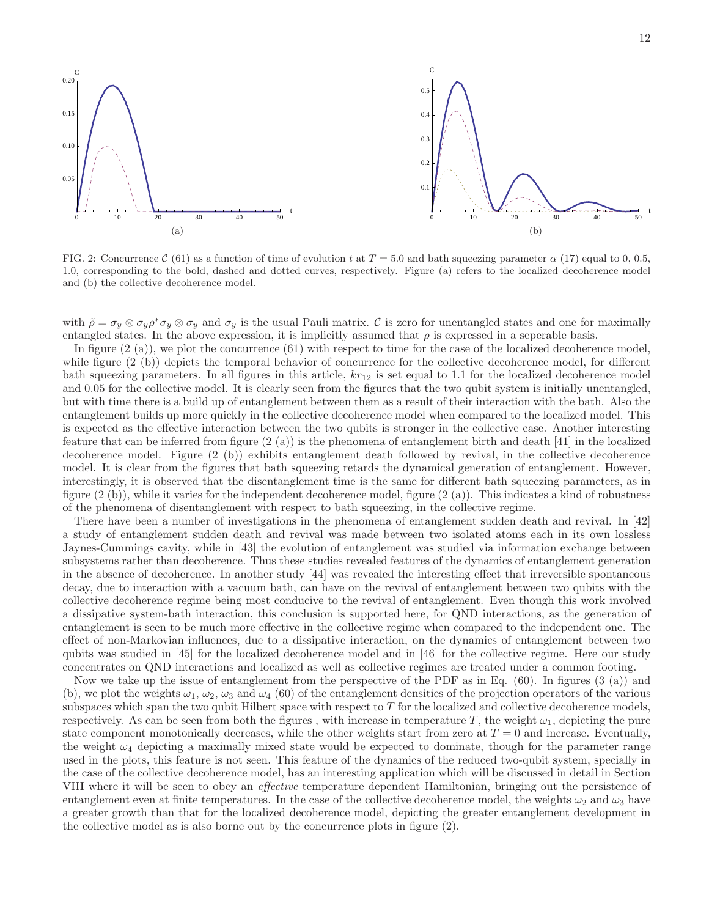FIG. 2: Concurrence $\mathcal{C}$ (61) as a function of time of evolution $t$ at $T = 5.0$ and bath squeezing parameter $\alpha$ (17) equal to 0, 0.5, 1.0, corresponding to the bold, dashed and dotted curves, respectively. Figure (a) refers to the localized decoherence model and (b) the collective decoherence model.

with $\tilde{\rho} = \sigma_y \otimes \sigma_y \rho^* \sigma_y \otimes \sigma_y$ and $\sigma_y$ is the usual Pauli matrix. $\mathcal{C}$ is zero for unentangled states and one for maximally entangled states. In the above expression, it is implicitly assumed that $\rho$ is expressed in a seperable basis.

In figure (2 (a)), we plot the concurrence (61) with respect to time for the case of the localized decoherence model, while figure (2 (b)) depicts the temporal behavior of concurrence for the collective decoherence model, for different bath squeezing parameters. In all figures in this article, $kr_{12}$ is set equal to 1.1 for the localized decoherence model and 0.05 for the collective model. It is clearly seen from the figures that the two qubit system is initially unentangled, but with time there is a build up of entanglement between them as a result of their interaction with the bath. Also the entanglement builds up more quickly in the collective decoherence model when compared to the localized model. This is expected as the effective interaction between the two qubits is stronger in the collective case. Another interesting feature that can be inferred from figure (2 (a)) is the phenomena of entanglement birth and death [41] in the localized decoherence model. Figure (2 (b)) exhibits entanglement death followed by revival, in the collective decoherence model. It is clear from the figures that bath squeezing retards the dynamical generation of entanglement. However, interestingly, it is observed that the disentanglement time is the same for different bath squeezing parameters, as in figure (2 (b)), while it varies for the independent decoherence model, figure (2 (a)). This indicates a kind of robustness of the phenomena of disentanglement with respect to bath squeezing, in the collective regime.

There have been a number of investigations in the phenomena of entanglement sudden death and revival. In [42] a study of entanglement sudden death and revival was made between two isolated atoms each in its own lossless Jaynes-Cummings cavity, while in [43] the evolution of entanglement was studied via information exchange between subsystems rather than decoherence. Thus these studies revealed features of the dynamics of entanglement generation in the absence of decoherence. In another study [44] was revealed the interesting effect that irreversible spontaneous decay, due to interaction with a vacuum bath, can have on the revival of entanglement between two qubits with the collective decoherence regime being most conducive to the revival of entanglement. Even though this work involved a dissipative system-bath interaction, this conclusion is supported here, for QND interactions, as the generation of entanglement is seen to be much more effective in the collective regime when compared to the independent one. The effect of non-Markovian influences, due to a dissipative interaction, on the dynamics of entanglement between two qubits was studied in [45] for the localized decoherence model and in [46] for the collective regime. Here our study concentrates on QND interactions and localized as well as collective regimes are treated under a common footing.

Now we take up the issue of entanglement from the perspective of the PDF as in Eq. (60). In figures (3 (a)) and (b), we plot the weights $\omega_1$, $\omega_2$, $\omega_3$ and $\omega_4$ (60) of the entanglement densities of the projection operators of the various subspaces which span the two qubit Hilbert space with respect to $T$ for the localized and collective decoherence models, respectively. As can be seen from both the figures , with increase in temperature $T$, the weight $\omega_1$, depicting the pure state component monotonically decreases, while the other weights start from zero at $T = 0$ and increase. Eventually, the weight $\omega_4$ depicting a maximally mixed state would be expected to dominate, though for the parameter range used in the plots, this feature is not seen. This feature of the dynamics of the reduced two-qubit system, specially in the case of the collective decoherence model, has an interesting application which will be discussed in detail in Section VIII where it will be seen to obey an *effective* temperature dependent Hamiltonian, bringing out the persistence of entanglement even at finite temperatures. In the case of the collective decoherence model, the weights $\omega_2$ and $\omega_3$ have a greater growth than that for the localized decoherence model, depicting the greater entanglement development in the collective model as is also borne out by the concurrence plots in figure (2).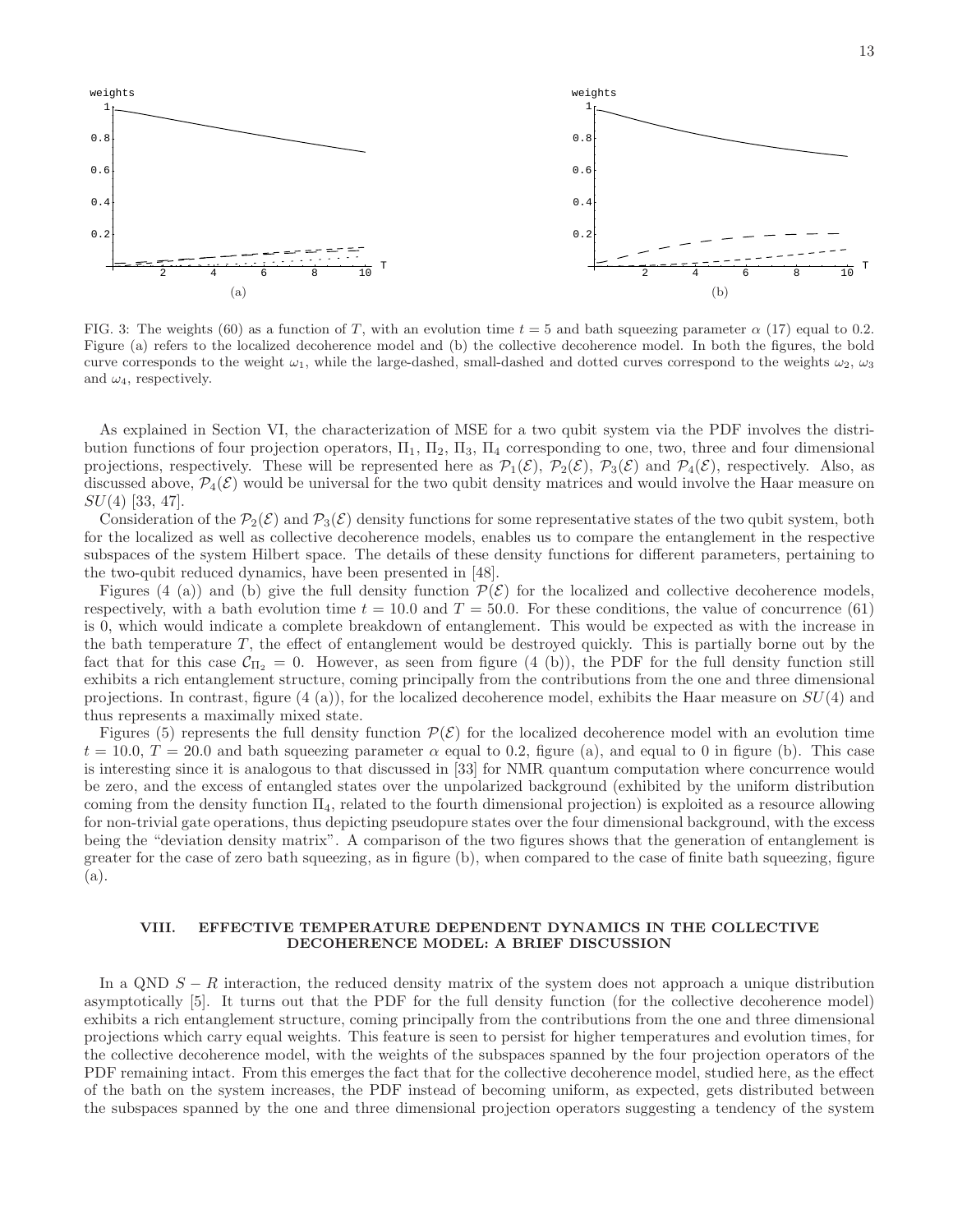FIG. 3: The weights (60) as a function of $T$, with an evolution time $t = 5$ and bath squeezing parameter $\alpha$ (17) equal to 0.2. Figure (a) refers to the localized decoherence model and (b) the collective decoherence model. In both the figures, the bold curve corresponds to the weight $\omega_1$, while the large-dashed, small-dashed and dotted curves correspond to the weights $\omega_2$, $\omega_3$ and $\omega_4$, respectively.

As explained in Section VI, the characterization of MSE for a two qubit system via the PDF involves the distribution functions of four projection operators, $\Pi_1$, $\Pi_2$, $\Pi_3$, $\Pi_4$ corresponding to one, two, three and four dimensional projections, respectively. These will be represented here as $\mathcal{P}_1(\mathcal{E})$, $\mathcal{P}_2(\mathcal{E})$, $\mathcal{P}_3(\mathcal{E})$ and $\mathcal{P}_4(\mathcal{E})$, respectively. Also, as discussed above, $\mathcal{P}_4(\mathcal{E})$ would be universal for the two qubit density matrices and would involve the Haar measure on $SU(4)$ [33, 47].

Consideration of the $\mathcal{P}_2(\mathcal{E})$ and $\mathcal{P}_3(\mathcal{E})$ density functions for some representative states of the two qubit system, both for the localized as well as collective decoherence models, enables us to compare the entanglement in the respective subspaces of the system Hilbert space. The details of these density functions for different parameters, pertaining to the two-qubit reduced dynamics, have been presented in [48].

Figures (4 (a)) and (b) give the full density function $\mathcal{P}(\mathcal{E})$ for the localized and collective decoherence models, respectively, with a bath evolution time $t = 10.0$ and $T = 50.0$. For these conditions, the value of concurrence (61) is 0, which would indicate a complete breakdown of entanglement. This would be expected as with the increase in the bath temperature $T$, the effect of entanglement would be destroyed quickly. This is partially borne out by the fact that for this case $\mathcal{C}_{\Pi_2} = 0$. However, as seen from figure (4 (b)), the PDF for the full density function still exhibits a rich entanglement structure, coming principally from the contributions from the one and three dimensional projections. In contrast, figure (4 (a)), for the localized decoherence model, exhibits the Haar measure on $SU(4)$ and thus represents a maximally mixed state.

Figures (5) represents the full density function $\mathcal{P}(\mathcal{E})$ for the localized decoherence model with an evolution time $t = 10.0$, $T = 20.0$ and bath squeezing parameter $\alpha$ equal to 0.2, figure (a), and equal to 0 in figure (b). This case is interesting since it is analogous to that discussed in [33] for NMR quantum computation where concurrence would be zero, and the excess of entangled states over the unpolarized background (exhibited by the uniform distribution coming from the density function $\Pi_4$, related to the fourth dimensional projection) is exploited as a resource allowing for non-trivial gate operations, thus depicting pseudopure states over the four dimensional background, with the excess being the "deviation density matrix". A comparison of the two figures shows that the generation of entanglement is greater for the case of zero bath squeezing, as in figure (b), when compared to the case of finite bath squeezing, figure (a).

## VIII. EFFECTIVE TEMPERATURE DEPENDENT DYNAMICS IN THE COLLECTIVE DECOHERENCE MODEL: A BRIEF DISCUSSION

In a QND $S - R$ interaction, the reduced density matrix of the system does not approach a unique distribution asymptotically [5]. It turns out that the PDF for the full density function (for the collective decoherence model) exhibits a rich entanglement structure, coming principally from the contributions from the one and three dimensional projections which carry equal weights. This feature is seen to persist for higher temperatures and evolution times, for the collective decoherence model, with the weights of the subspaces spanned by the four projection operators of the PDF remaining intact. From this emerges the fact that for the collective decoherence model, studied here, as the effect of the bath on the system increases, the PDF instead of becoming uniform, as expected, gets distributed between the subspaces spanned by the one and three dimensional projection operators suggesting a tendency of the system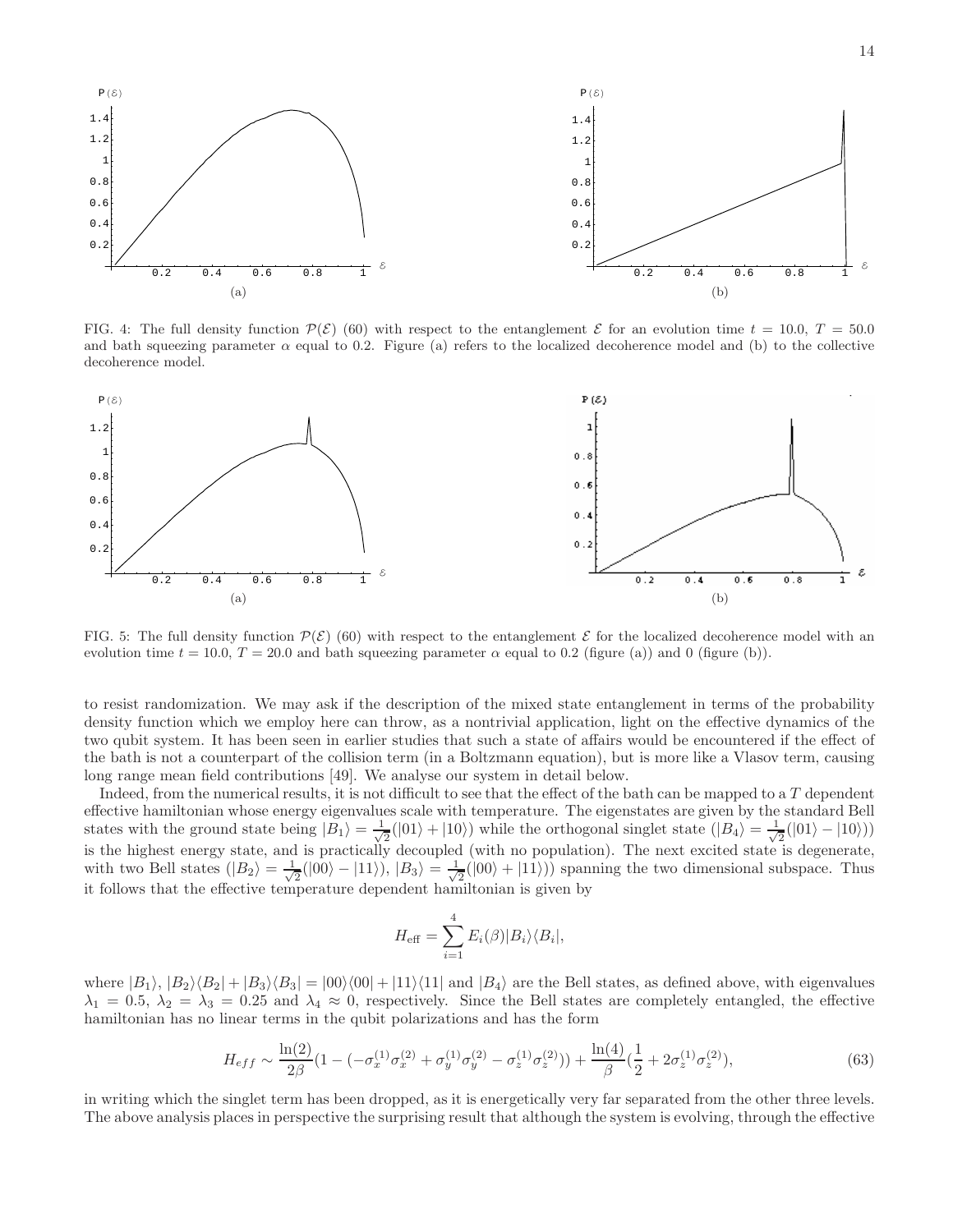FIG. 4: The full density function $\mathcal{P}(\mathcal{E})$ (60) with respect to the entanglement $\mathcal{E}$ for an evolution time $t = 10.0$, $T = 50.0$ and bath squeezing parameter $\alpha$ equal to 0.2. Figure (a) refers to the localized decoherence model and (b) to the collective decoherence model.

FIG. 5: The full density function $\mathcal{P}(\mathcal{E})$ (60) with respect to the entanglement $\mathcal{E}$ for the localized decoherence model with an evolution time $t = 10.0$, $T = 20.0$ and bath squeezing parameter $\alpha$ equal to 0.2 (figure (a)) and 0 (figure (b)).

to resist randomization. We may ask if the description of the mixed state entanglement in terms of the probability density function which we employ here can throw, as a nontrivial application, light on the effective dynamics of the two qubit system. It has been seen in earlier studies that such a state of affairs would be encountered if the effect of the bath is not a counterpart of the collision term (in a Boltzmann equation), but is more like a Vlasov term, causing long range mean field contributions [49]. We analyse our system in detail below.

Indeed, from the numerical results, it is not difficult to see that the effect of the bath can be mapped to a $T$ dependent effective hamiltonian whose energy eigenvalues scale with temperature. The eigenstates are given by the standard Bell states with the ground state being $|B_1\rangle = \frac{1}{\sqrt{2}}(|01\rangle + |10\rangle)$ while the orthogonal singlet state ($|B_4\rangle = \frac{1}{\sqrt{2}}(|01\rangle - |10\rangle)$) is the highest energy state, and is practically decoupled (with no population). The next excited state is degenerate, with two Bell states ($|B_2\rangle = \frac{1}{\sqrt{2}}(|00\rangle - |11\rangle)$, $|B_3\rangle = \frac{1}{\sqrt{2}}(|00\rangle + |11\rangle)$) spanning the two dimensional subspace. Thus it follows that the effective temperature dependent hamiltonian is given by

$$H_{\text{eff}} = \sum_{i=1}^{4} E_i(\beta)|B_i\rangle\langle B_i|,$$

where $|B_1\rangle$, $|B_2\rangle\langle B_2| + |B_3\rangle\langle B_3| = |00\rangle\langle 00| + |11\rangle\langle 11|$ and $|B_4\rangle$ are the Bell states, as defined above, with eigenvalues $\lambda_1 = 0.5$, $\lambda_2 = \lambda_3 = 0.25$ and $\lambda_4 \approx 0$, respectively. Since the Bell states are completely entangled, the effective hamiltonian has no linear terms in the qubit polarizations and has the form

$$H_{eff} \sim \frac{\ln(2)}{2\beta}(1 - (-\sigma_x^{(1)}\sigma_x^{(2)} + \sigma_y^{(1)}\sigma_y^{(2)} - \sigma_z^{(1)}\sigma_z^{(2)})) + \frac{\ln(4)}{\beta}(\frac{1}{2} + 2\sigma_z^{(1)}\sigma_z^{(2)}), \tag{63}$$

in writing which the singlet term has been dropped, as it is energetically very far separated from the other three levels. The above analysis places in perspective the surprising result that although the system is evolving, through the effective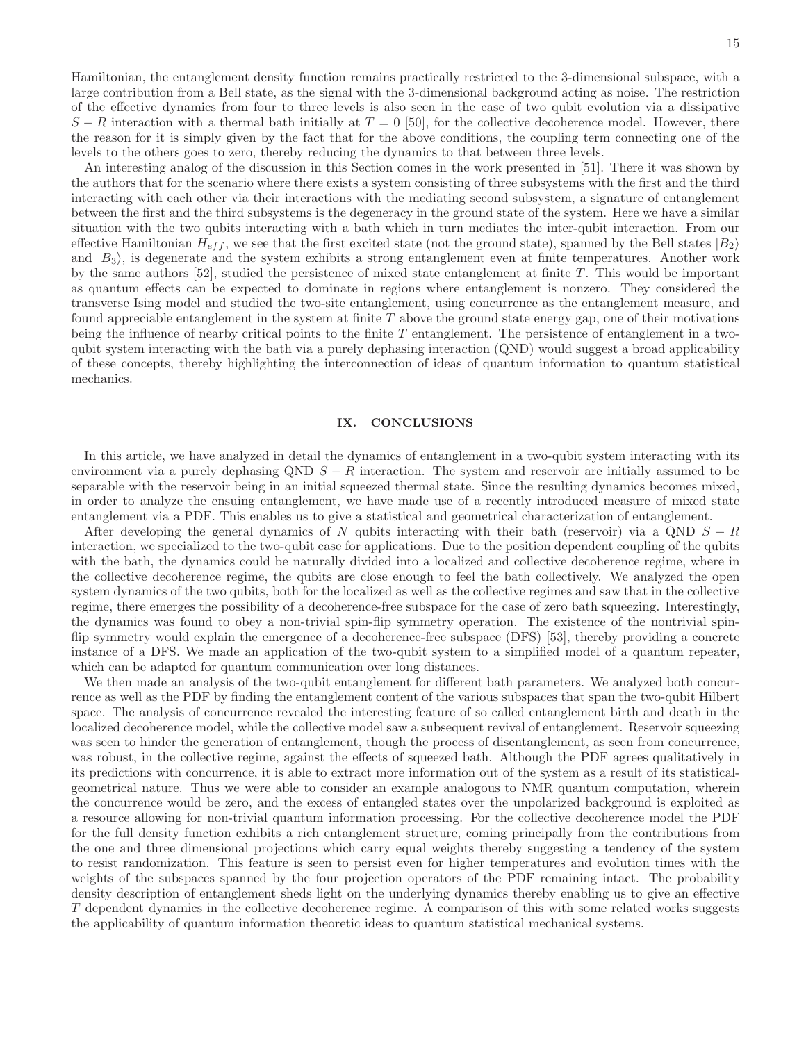Hamiltonian, the entanglement density function remains practically restricted to the 3-dimensional subspace, with a large contribution from a Bell state, as the signal with the 3-dimensional background acting as noise. The restriction of the effective dynamics from four to three levels is also seen in the case of two qubit evolution via a dissipative $S-R$ interaction with a thermal bath initially at $T=0$ [50], for the collective decoherence model. However, there the reason for it is simply given by the fact that for the above conditions, the coupling term connecting one of the levels to the others goes to zero, thereby reducing the dynamics to that between three levels.

An interesting analog of the discussion in this Section comes in the work presented in [51]. There it was shown by the authors that for the scenario where there exists a system consisting of three subsystems with the first and the third interacting with each other via their interactions with the mediating second subsystem, a signature of entanglement between the first and the third subsystems is the degeneracy in the ground state of the system. Here we have a similar situation with the two qubits interacting with a bath which in turn mediates the inter-qubit interaction. From our effective Hamiltonian $H_{eff}$, we see that the first excited state (not the ground state), spanned by the Bell states $|B_2\rangle$ and $|B_3\rangle$, is degenerate and the system exhibits a strong entanglement even at finite temperatures. Another work by the same authors [52], studied the persistence of mixed state entanglement at finite $T$. This would be important as quantum effects can be expected to dominate in regions where entanglement is nonzero. They considered the transverse Ising model and studied the two-site entanglement, using concurrence as the entanglement measure, and found appreciable entanglement in the system at finite $T$ above the ground state energy gap, one of their motivations being the influence of nearby critical points to the finite $T$ entanglement. The persistence of entanglement in a two-qubit system interacting with the bath via a purely dephasing interaction (QND) would suggest a broad applicability of these concepts, thereby highlighting the interconnection of ideas of quantum information to quantum statistical mechanics.

## IX. CONCLUSIONS

In this article, we have analyzed in detail the dynamics of entanglement in a two-qubit system interacting with its environment via a purely dephasing QND $S-R$ interaction. The system and reservoir are initially assumed to be separable with the reservoir being in an initial squeezed thermal state. Since the resulting dynamics becomes mixed, in order to analyze the ensuing entanglement, we have made use of a recently introduced measure of mixed state entanglement via a PDF. This enables us to give a statistical and geometrical characterization of entanglement.

After developing the general dynamics of $N$ qubits interacting with their bath (reservoir) via a QND $S-R$ interaction, we specialized to the two-qubit case for applications. Due to the position dependent coupling of the qubits with the bath, the dynamics could be naturally divided into a localized and collective decoherence regime, where in the collective decoherence regime, the qubits are close enough to feel the bath collectively. We analyzed the open system dynamics of the two qubits, both for the localized as well as the collective regimes and saw that in the collective regime, there emerges the possibility of a decoherence-free subspace for the case of zero bath squeezing. Interestingly, the dynamics was found to obey a non-trivial spin-flip symmetry operation. The existence of the nontrivial spin-flip symmetry would explain the emergence of a decoherence-free subspace (DFS) [53], thereby providing a concrete instance of a DFS. We made an application of the two-qubit system to a simplified model of a quantum repeater, which can be adapted for quantum communication over long distances.

We then made an analysis of the two-qubit entanglement for different bath parameters. We analyzed both concurrence as well as the PDF by finding the entanglement content of the various subspaces that span the two-qubit Hilbert space. The analysis of concurrence revealed the interesting feature of so called entanglement birth and death in the localized decoherence model, while the collective model saw a subsequent revival of entanglement. Reservoir squeezing was seen to hinder the generation of entanglement, though the process of disentanglement, as seen from concurrence, was robust, in the collective regime, against the effects of squeezed bath. Although the PDF agrees qualitatively in its predictions with concurrence, it is able to extract more information out of the system as a result of its statistical-geometrical nature. Thus we were able to consider an example analogous to NMR quantum computation, wherein the concurrence would be zero, and the excess of entangled states over the unpolarized background is exploited as a resource allowing for non-trivial quantum information processing. For the collective decoherence model the PDF for the full density function exhibits a rich entanglement structure, coming principally from the contributions from the one and three dimensional projections which carry equal weights thereby suggesting a tendency of the system to resist randomization. This feature is seen to persist even for higher temperatures and evolution times with the weights of the subspaces spanned by the four projection operators of the PDF remaining intact. The probability density description of entanglement sheds light on the underlying dynamics thereby enabling us to give an effective $T$ dependent dynamics in the collective decoherence regime. A comparison of this with some related works suggests the applicability of quantum information theoretic ideas to quantum statistical mechanical systems.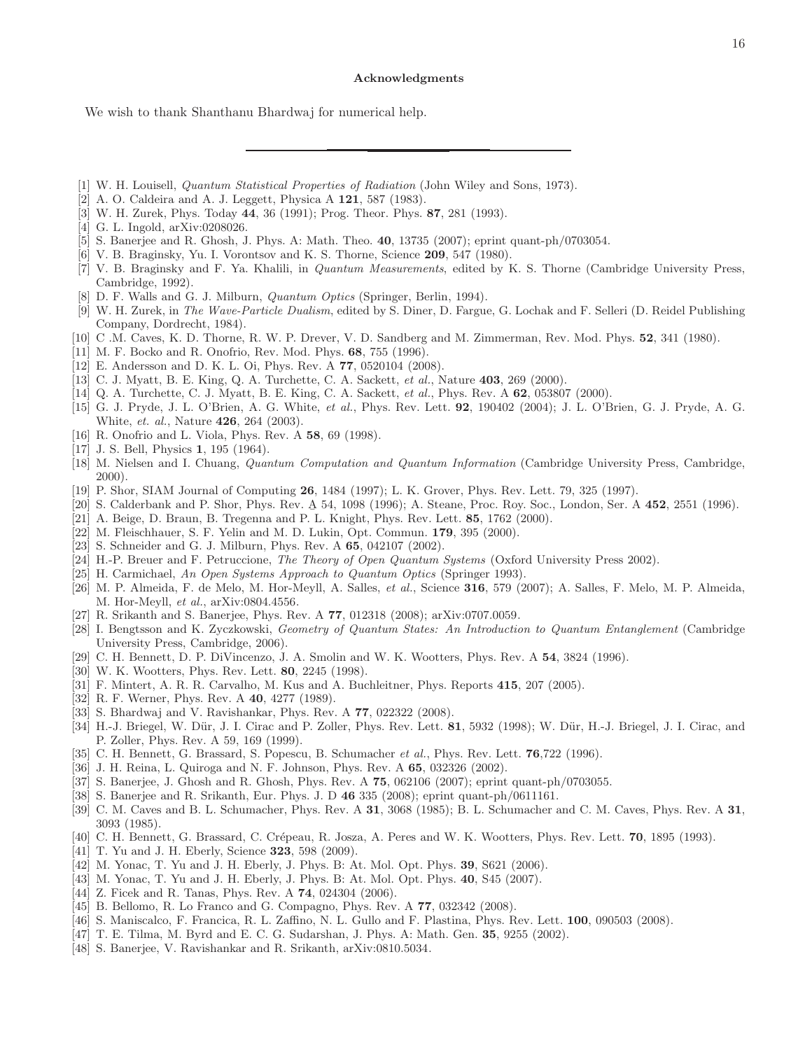### Acknowledgments

We wish to thank Shanthanu Bhardwaj for numerical help.

---

[1] W. H. Louisell, *Quantum Statistical Properties of Radiation* (John Wiley and Sons, 1973).

[2] A. O. Caldeira and A. J. Leggett, Physica A **121**, 587 (1983).

[3] W. H. Zurek, Phys. Today **44**, 36 (1991); Prog. Theor. Phys. **87**, 281 (1993).

[4] G. L. Ingold, arXiv:0208026.

[5] S. Banerjee and R. Ghosh, J. Phys. A: Math. Theo. **40**, 13735 (2007); eprint quant-ph/0703054.

[6] V. B. Braginsky, Yu. I. Vorontsov and K. S. Thorne, Science **209**, 547 (1980).

[7] V. B. Braginsky and F. Ya. Khalili, in *Quantum Measurements*, edited by K. S. Thorne (Cambridge University Press, Cambridge, 1992).

[8] D. F. Walls and G. J. Milburn, *Quantum Optics* (Springer, Berlin, 1994).

[9] W. H. Zurek, in *The Wave-Particle Dualism*, edited by S. Diner, D. Fargue, G. Lochak and F. Selleri (D. Reidel Publishing Company, Dordrecht, 1984).

[10] C .M. Caves, K. D. Thorne, R. W. P. Drever, V. D. Sandberg and M. Zimmerman, Rev. Mod. Phys. **52**, 341 (1980).

[11] M. F. Bocko and R. Onofrio, Rev. Mod. Phys. **68**, 755 (1996).

[12] E. Andersson and D. K. L. Oi, Phys. Rev. A **77**, 0520104 (2008).

[13] C. J. Myatt, B. E. King, Q. A. Turchette, C. A. Sackett, *et al.*, Nature **403**, 269 (2000).

[14] Q. A. Turchette, C. J. Myatt, B. E. King, C. A. Sackett, *et al.*, Phys. Rev. A **62**, 053807 (2000).

[15] G. J. Pryde, J. L. O'Brien, A. G. White, *et al.*, Phys. Rev. Lett. **92**, 190402 (2004); J. L. O'Brien, G. J. Pryde, A. G. White, *et. al.*, Nature **426**, 264 (2003).

[16] R. Onofrio and L. Viola, Phys. Rev. A **58**, 69 (1998).

[17] J. S. Bell, Physics **1**, 195 (1964).

[18] M. Nielsen and I. Chuang, *Quantum Computation and Quantum Information* (Cambridge University Press, Cambridge, 2000).

[19] P. Shor, SIAM Journal of Computing **26**, 1484 (1997); L. K. Grover, Phys. Rev. Lett. 79, 325 (1997).

[20] S. Calderbank and P. Shor, Phys. Rev. A 54, 1098 (1996); A. Steane, Proc. Roy. Soc., London, Ser. A **452**, 2551 (1996).

[21] A. Beige, D. Braun, B. Tregenna and P. L. Knight, Phys. Rev. Lett. **85**, 1762 (2000).

[22] M. Fleischhauer, S. F. Yelin and M. D. Lukin, Opt. Commun. **179**, 395 (2000).

[23] S. Schneider and G. J. Milburn, Phys. Rev. A **65**, 042107 (2002).

[24] H.-P. Breuer and F. Petruccione, *The Theory of Open Quantum Systems* (Oxford University Press 2002).

[25] H. Carmichael, *An Open Systems Approach to Quantum Optics* (Springer 1993).

[26] M. P. Almeida, F. de Melo, M. Hor-Meyll, A. Salles, *et al.*, Science **316**, 579 (2007); A. Salles, F. Melo, M. P. Almeida, M. Hor-Meyll, *et al.*, arXiv:0804.4556.

[27] R. Srikanth and S. Banerjee, Phys. Rev. A **77**, 012318 (2008); arXiv:0707.0059.

[28] I. Bengtsson and K. Zyczkowski, *Geometry of Quantum States: An Introduction to Quantum Entanglement* (Cambridge University Press, Cambridge, 2006).

[29] C. H. Bennett, D. P. DiVincenzo, J. A. Smolin and W. K. Wootters, Phys. Rev. A **54**, 3824 (1996).

[30] W. K. Wootters, Phys. Rev. Lett. **80**, 2245 (1998).

[31] F. Mintert, A. R. R. Carvalho, M. Kus and A. Buchleitner, Phys. Reports **415**, 207 (2005).

[32] R. F. Werner, Phys. Rev. A **40**, 4277 (1989).

[33] S. Bhardwaj and V. Ravishankar, Phys. Rev. A **77**, 022322 (2008).

[34] H.-J. Briegel, W. Dür, J. I. Cirac and P. Zoller, Phys. Rev. Lett. **81**, 5932 (1998); W. Dür, H.-J. Briegel, J. I. Cirac, and P. Zoller, Phys. Rev. A 59, 169 (1999).

[35] C. H. Bennett, G. Brassard, S. Popescu, B. Schumacher *et al.*, Phys. Rev. Lett. **76**,722 (1996).

[36] J. H. Reina, L. Quiroga and N. F. Johnson, Phys. Rev. A **65**, 032326 (2002).

[37] S. Banerjee, J. Ghosh and R. Ghosh, Phys. Rev. A **75**, 062106 (2007); eprint quant-ph/0703055.

[38] S. Banerjee and R. Srikanth, Eur. Phys. J. D **46** 335 (2008); eprint quant-ph/0611161.

[39] C. M. Caves and B. L. Schumacher, Phys. Rev. A **31**, 3068 (1985); B. L. Schumacher and C. M. Caves, Phys. Rev. A **31**, 3093 (1985).

[40] C. H. Bennett, G. Brassard, C. Crépeau, R. Josza, A. Peres and W. K. Wootters, Phys. Rev. Lett. **70**, 1895 (1993).

[41] T. Yu and J. H. Eberly, Science **323**, 598 (2009).

[42] M. Yonac, T. Yu and J. H. Eberly, J. Phys. B: At. Mol. Opt. Phys. **39**, S621 (2006).

[43] M. Yonac, T. Yu and J. H. Eberly, J. Phys. B: At. Mol. Opt. Phys. **40**, S45 (2007).

[44] Z. Ficek and R. Tanas, Phys. Rev. A **74**, 024304 (2006).

[45] B. Bellomo, R. Lo Franco and G. Compagno, Phys. Rev. A **77**, 032342 (2008).

[46] S. Maniscalco, F. Francica, R. L. Zaffino, N. L. Gullo and F. Plastina, Phys. Rev. Lett. **100**, 090503 (2008).

[47] T. E. Tilma, M. Byrd and E. C. G. Sudarshan, J. Phys. A: Math. Gen. **35**, 9255 (2002).

[48] S. Banerjee, V. Ravishankar and R. Srikanth, arXiv:0810.5034.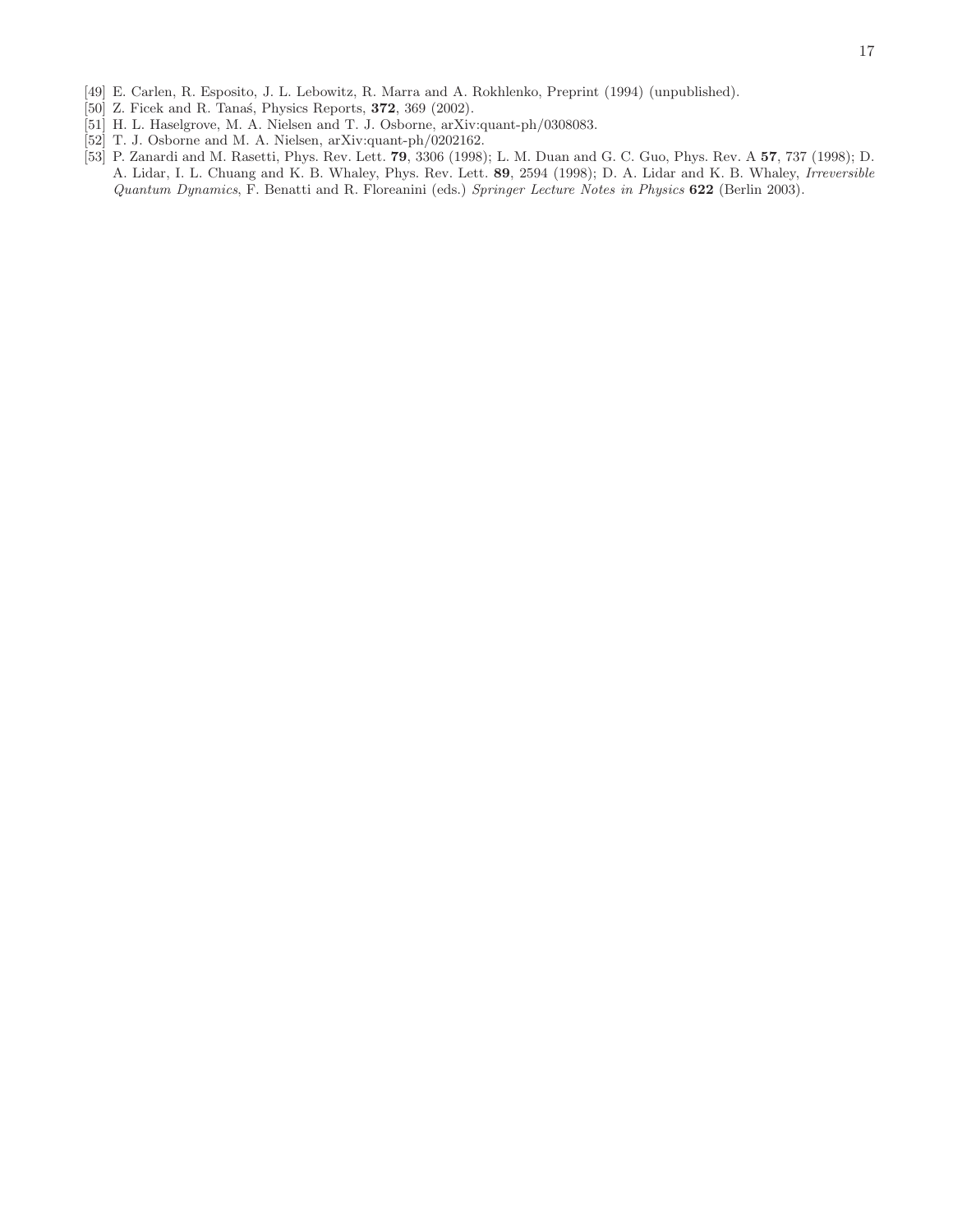[49] E. Carlen, R. Esposito, J. L. Lebowitz, R. Marra and A. Rokhlenko, Preprint (1994) (unpublished).
[50] Z. Ficek and R. Tanaś, Physics Reports, **372**, 369 (2002).
[51] H. L. Haselgrove, M. A. Nielsen and T. J. Osborne, arXiv:quant-ph/0308083.
[52] T. J. Osborne and M. A. Nielsen, arXiv:quant-ph/0202162.
[53] P. Zanardi and M. Rasetti, Phys. Rev. Lett. **79**, 3306 (1998); L. M. Duan and G. C. Guo, Phys. Rev. A **57**, 737 (1998); D. A. Lidar, I. L. Chuang and K. B. Whaley, Phys. Rev. Lett. **89**, 2594 (1998); D. A. Lidar and K. B. Whaley, *Irreversible Quantum Dynamics*, F. Benatti and R. Floreanini (eds.) *Springer Lecture Notes in Physics* **622** (Berlin 2003).